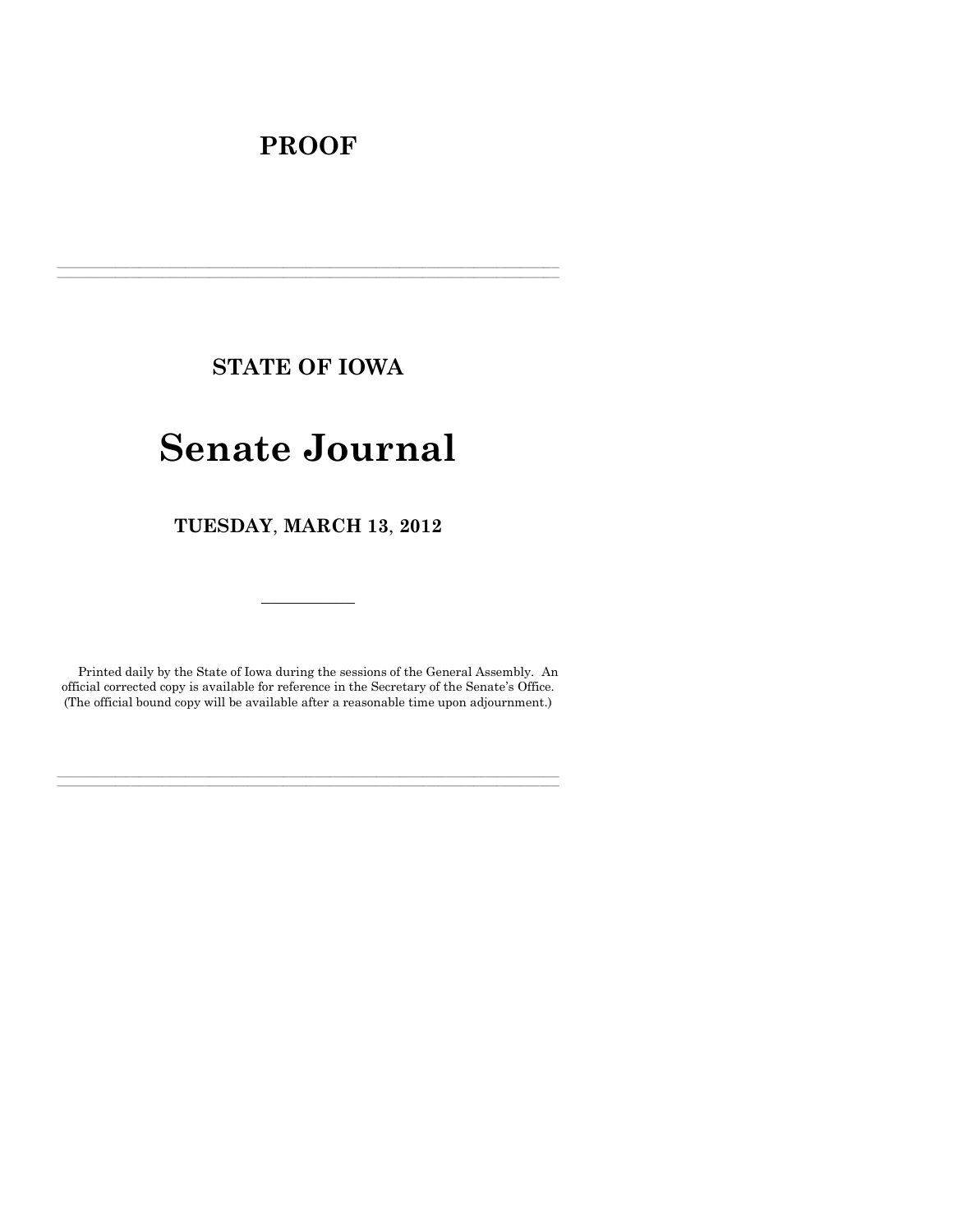# PROOF

---

## STATE OF IOWA

# Senate Journal

## TUESDAY, MARCH 13, 2012

---

Printed daily by the State of Iowa during the sessions of the General Assembly. An official corrected copy is available for reference in the Secretary of the Senate's Office. (The official bound copy will be available after a reasonable time upon adjournment.)

---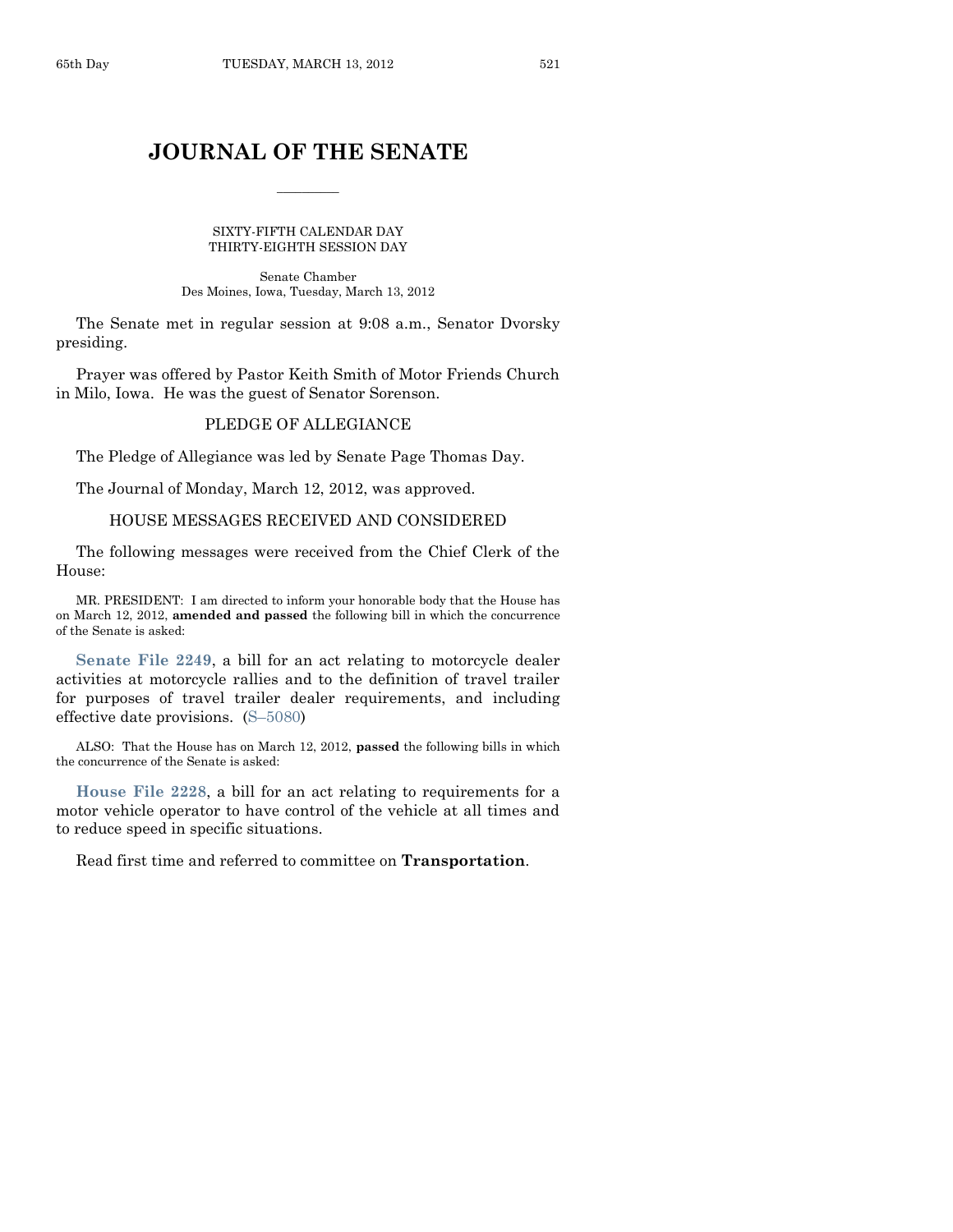# JOURNAL OF THE SENATE

SIXTY-FIFTH CALENDAR DAY
THIRTY-EIGHTH SESSION DAY

Senate Chamber
Des Moines, Iowa, Tuesday, March 13, 2012

The Senate met in regular session at 9:08 a.m., Senator Dvorsky presiding.

Prayer was offered by Pastor Keith Smith of Motor Friends Church in Milo, Iowa. He was the guest of Senator Sorenson.

## PLEDGE OF ALLEGIANCE

The Pledge of Allegiance was led by Senate Page Thomas Day.

The Journal of Monday, March 12, 2012, was approved.

## HOUSE MESSAGES RECEIVED AND CONSIDERED

The following messages were received from the Chief Clerk of the House:

MR. PRESIDENT: I am directed to inform your honorable body that the House has on March 12, 2012, **amended and passed** the following bill in which the concurrence of the Senate is asked:

**Senate File 2249**, a bill for an act relating to motorcycle dealer activities at motorcycle rallies and to the definition of travel trailer for purposes of travel trailer dealer requirements, and including effective date provisions. (S–5080)

ALSO: That the House has on March 12, 2012, **passed** the following bills in which the concurrence of the Senate is asked:

**House File 2228**, a bill for an act relating to requirements for a motor vehicle operator to have control of the vehicle at all times and to reduce speed in specific situations.

Read first time and referred to committee on **Transportation**.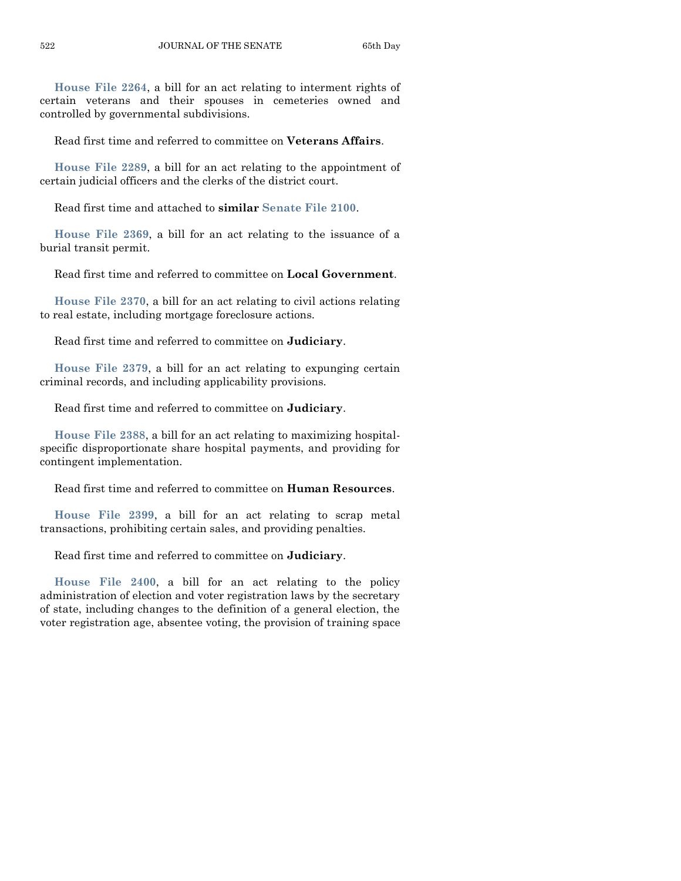**House File 2264**, a bill for an act relating to interment rights of certain veterans and their spouses in cemeteries owned and controlled by governmental subdivisions.

Read first time and referred to committee on **Veterans Affairs**.

**House File 2289**, a bill for an act relating to the appointment of certain judicial officers and the clerks of the district court.

Read first time and attached to **similar Senate File 2100**.

**House File 2369**, a bill for an act relating to the issuance of a burial transit permit.

Read first time and referred to committee on **Local Government**.

**House File 2370**, a bill for an act relating to civil actions relating to real estate, including mortgage foreclosure actions.

Read first time and referred to committee on **Judiciary**.

**House File 2379**, a bill for an act relating to expunging certain criminal records, and including applicability provisions.

Read first time and referred to committee on **Judiciary**.

**House File 2388**, a bill for an act relating to maximizing hospital-specific disproportionate share hospital payments, and providing for contingent implementation.

Read first time and referred to committee on **Human Resources**.

**House File 2399**, a bill for an act relating to scrap metal transactions, prohibiting certain sales, and providing penalties.

Read first time and referred to committee on **Judiciary**.

**House File 2400**, a bill for an act relating to the policy administration of election and voter registration laws by the secretary of state, including changes to the definition of a general election, the voter registration age, absentee voting, the provision of training space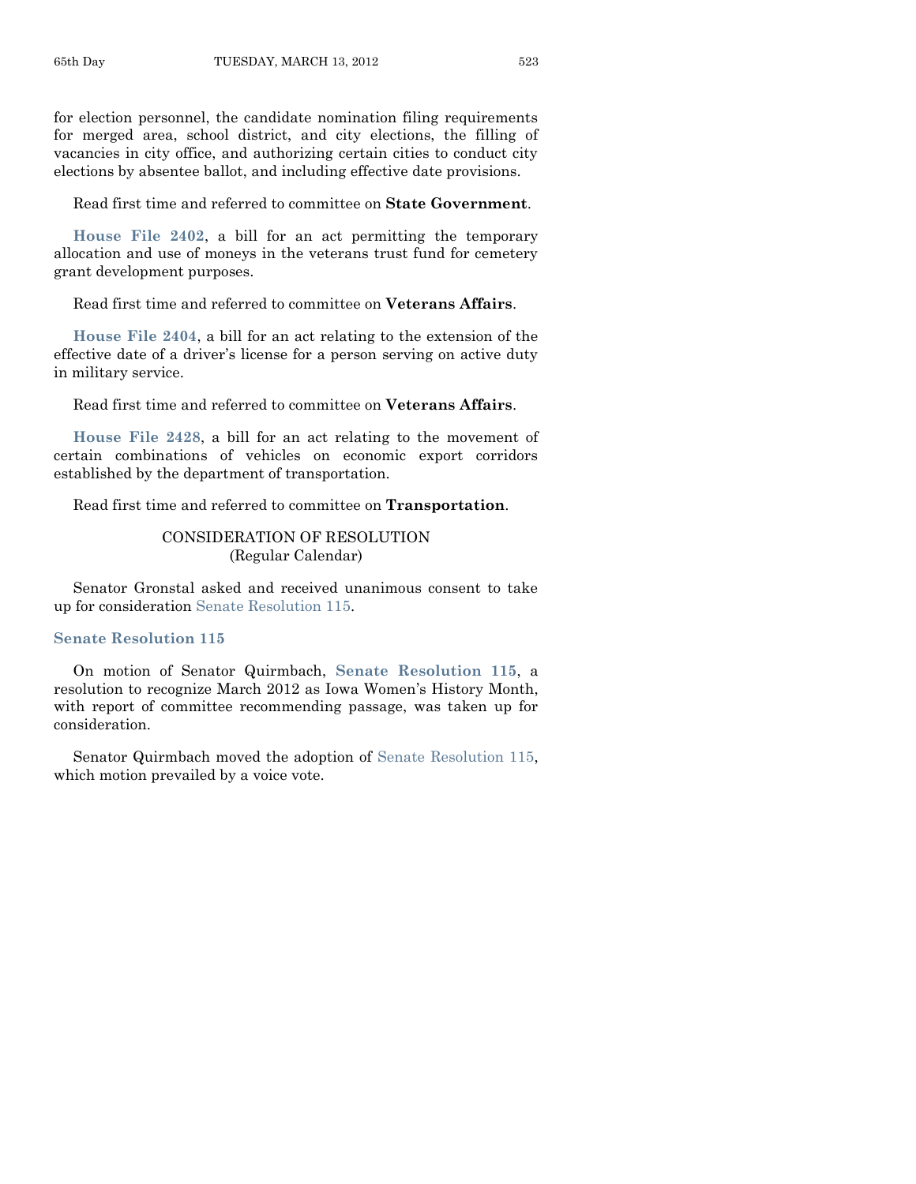for election personnel, the candidate nomination filing requirements for merged area, school district, and city elections, the filling of vacancies in city office, and authorizing certain cities to conduct city elections by absentee ballot, and including effective date provisions.

Read first time and referred to committee on **State Government**.

**House File 2402**, a bill for an act permitting the temporary allocation and use of moneys in the veterans trust fund for cemetery grant development purposes.

Read first time and referred to committee on **Veterans Affairs**.

**House File 2404**, a bill for an act relating to the extension of the effective date of a driver's license for a person serving on active duty in military service.

Read first time and referred to committee on **Veterans Affairs**.

**House File 2428**, a bill for an act relating to the movement of certain combinations of vehicles on economic export corridors established by the department of transportation.

Read first time and referred to committee on **Transportation**.

## CONSIDERATION OF RESOLUTION
(Regular Calendar)

Senator Gronstal asked and received unanimous consent to take up for consideration Senate Resolution 115.

### Senate Resolution 115

On motion of Senator Quirmbach, **Senate Resolution 115**, a resolution to recognize March 2012 as Iowa Women's History Month, with report of committee recommending passage, was taken up for consideration.

Senator Quirmbach moved the adoption of Senate Resolution 115, which motion prevailed by a voice vote.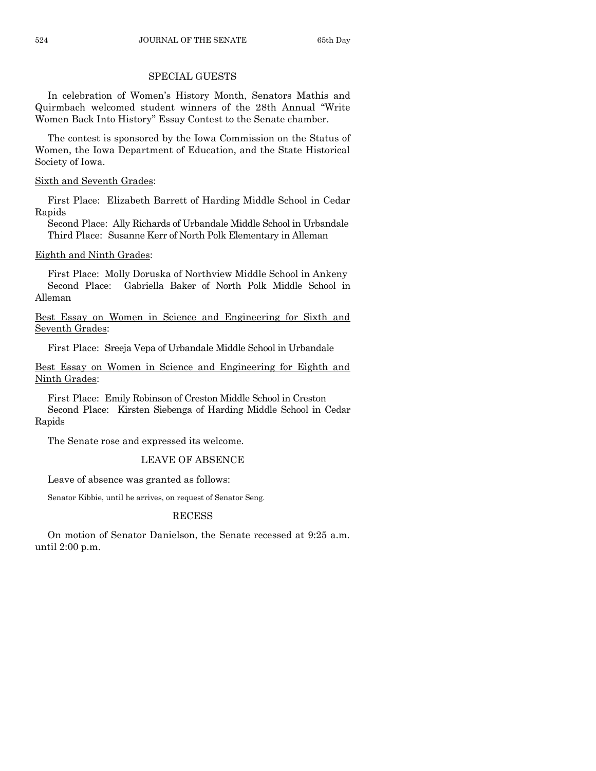## SPECIAL GUESTS

In celebration of Women's History Month, Senators Mathis and Quirmbach welcomed student winners of the 28th Annual "Write Women Back Into History" Essay Contest to the Senate chamber.

The contest is sponsored by the Iowa Commission on the Status of Women, the Iowa Department of Education, and the State Historical Society of Iowa.

<u>Sixth and Seventh Grades</u>:

First Place: Elizabeth Barrett of Harding Middle School in Cedar Rapids
Second Place: Ally Richards of Urbandale Middle School in Urbandale
Third Place: Susanne Kerr of North Polk Elementary in Alleman

<u>Eighth and Ninth Grades</u>:

First Place: Molly Doruska of Northview Middle School in Ankeny
Second Place: Gabriella Baker of North Polk Middle School in Alleman

<u>Best Essay on Women in Science and Engineering for Sixth and Seventh Grades</u>:

First Place: Sreeja Vepa of Urbandale Middle School in Urbandale

<u>Best Essay on Women in Science and Engineering for Eighth and Ninth Grades</u>:

First Place: Emily Robinson of Creston Middle School in Creston
Second Place: Kirsten Siebenga of Harding Middle School in Cedar Rapids

The Senate rose and expressed its welcome.

## LEAVE OF ABSENCE

Leave of absence was granted as follows:

Senator Kibbie, until he arrives, on request of Senator Seng.

## RECESS

On motion of Senator Danielson, the Senate recessed at 9:25 a.m. until 2:00 p.m.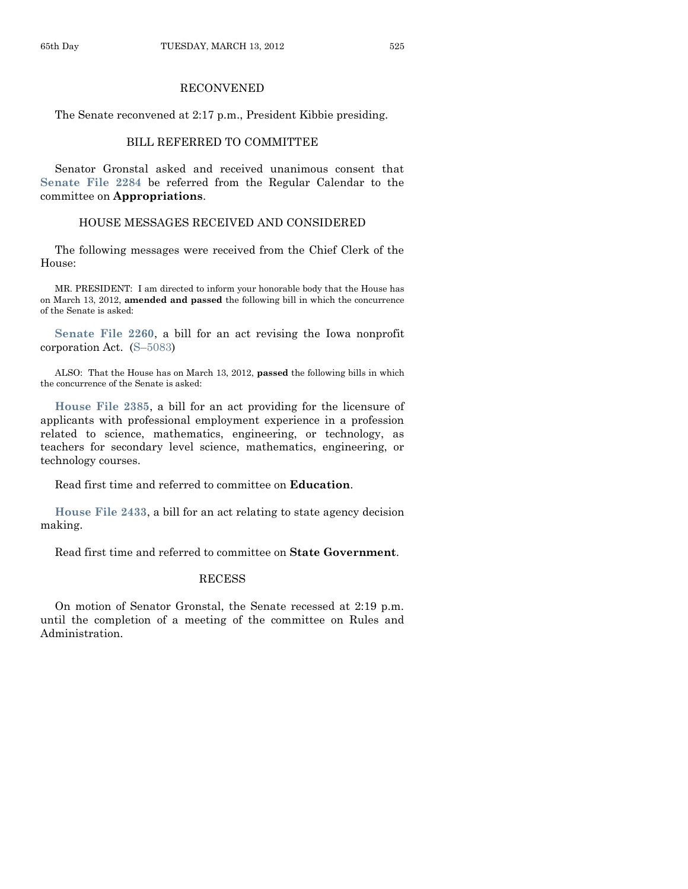## RECONVENED

The Senate reconvened at 2:17 p.m., President Kibbie presiding.

## BILL REFERRED TO COMMITTEE

Senator Gronstal asked and received unanimous consent that **Senate File 2284** be referred from the Regular Calendar to the committee on **Appropriations**.

## HOUSE MESSAGES RECEIVED AND CONSIDERED

The following messages were received from the Chief Clerk of the House:

MR. PRESIDENT: I am directed to inform your honorable body that the House has on March 13, 2012, **amended and passed** the following bill in which the concurrence of the Senate is asked:

**Senate File 2260**, a bill for an act revising the Iowa nonprofit corporation Act. (S–5083)

ALSO: That the House has on March 13, 2012, **passed** the following bills in which the concurrence of the Senate is asked:

**House File 2385**, a bill for an act providing for the licensure of applicants with professional employment experience in a profession related to science, mathematics, engineering, or technology, as teachers for secondary level science, mathematics, engineering, or technology courses.

Read first time and referred to committee on **Education**.

**House File 2433**, a bill for an act relating to state agency decision making.

Read first time and referred to committee on **State Government**.

## RECESS

On motion of Senator Gronstal, the Senate recessed at 2:19 p.m. until the completion of a meeting of the committee on Rules and Administration.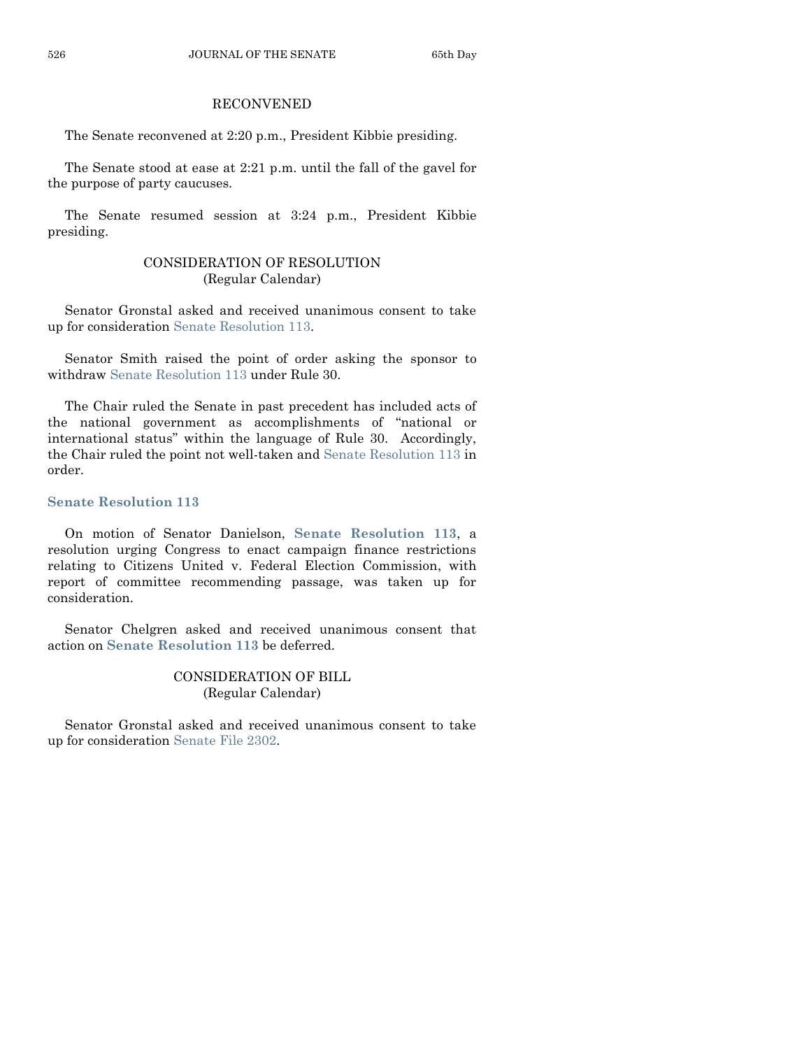## RECONVENED

The Senate reconvened at 2:20 p.m., President Kibbie presiding.

The Senate stood at ease at 2:21 p.m. until the fall of the gavel for the purpose of party caucuses.

The Senate resumed session at 3:24 p.m., President Kibbie presiding.

## CONSIDERATION OF RESOLUTION
(Regular Calendar)

Senator Gronstal asked and received unanimous consent to take up for consideration Senate Resolution 113.

Senator Smith raised the point of order asking the sponsor to withdraw Senate Resolution 113 under Rule 30.

The Chair ruled the Senate in past precedent has included acts of the national government as accomplishments of "national or international status" within the language of Rule 30. Accordingly, the Chair ruled the point not well-taken and Senate Resolution 113 in order.

### Senate Resolution 113

On motion of Senator Danielson, **Senate Resolution 113**, a resolution urging Congress to enact campaign finance restrictions relating to Citizens United v. Federal Election Commission, with report of committee recommending passage, was taken up for consideration.

Senator Chelgren asked and received unanimous consent that action on **Senate Resolution 113** be deferred.

## CONSIDERATION OF BILL
(Regular Calendar)

Senator Gronstal asked and received unanimous consent to take up for consideration Senate File 2302.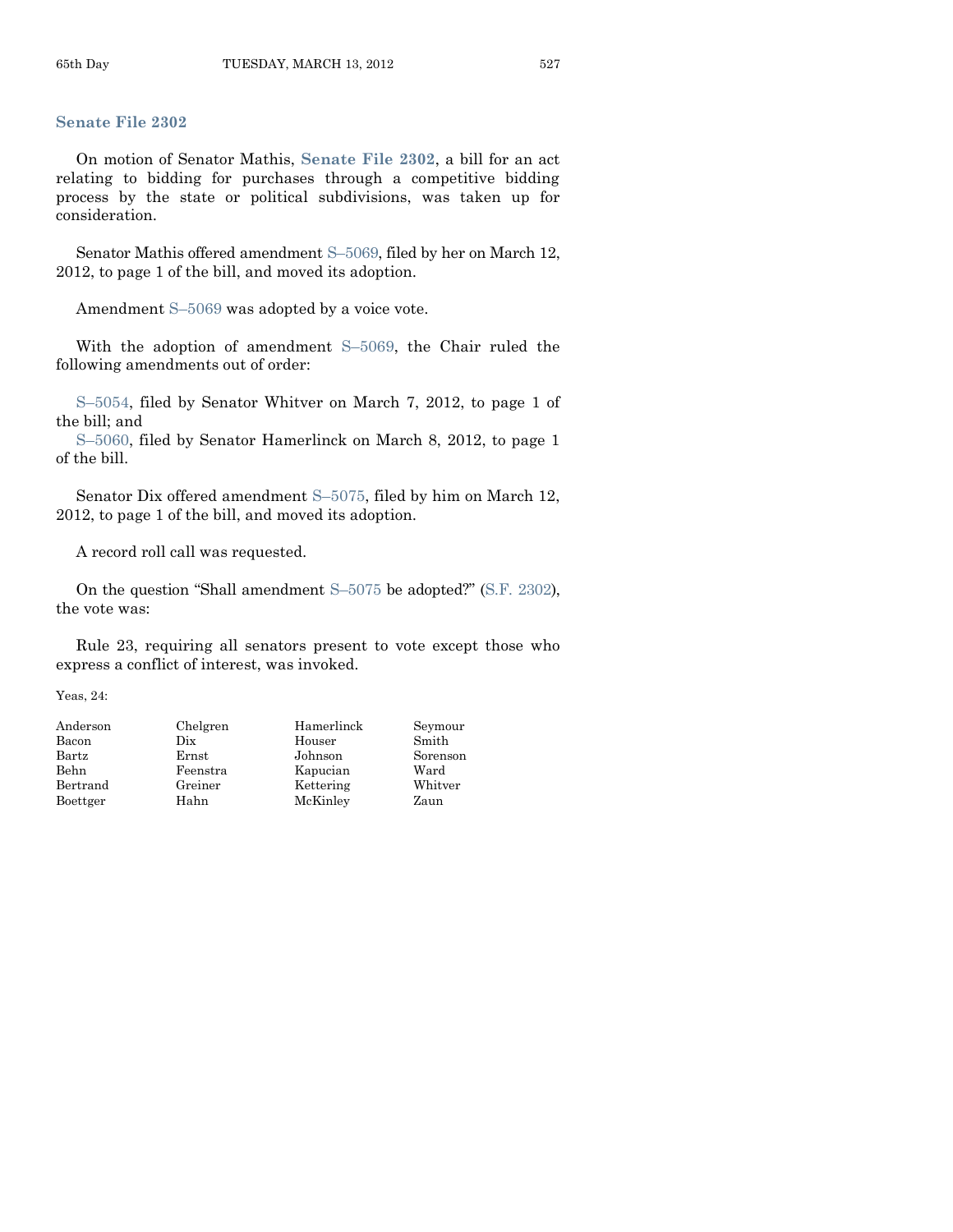### Senate File 2302

On motion of Senator Mathis, **Senate File 2302**, a bill for an act relating to bidding for purchases through a competitive bidding process by the state or political subdivisions, was taken up for consideration.

Senator Mathis offered amendment S–5069, filed by her on March 12, 2012, to page 1 of the bill, and moved its adoption.

Amendment S–5069 was adopted by a voice vote.

With the adoption of amendment S–5069, the Chair ruled the following amendments out of order:

S–5054, filed by Senator Whitver on March 7, 2012, to page 1 of the bill; and
S–5060, filed by Senator Hamerlinck on March 8, 2012, to page 1 of the bill.

Senator Dix offered amendment S–5075, filed by him on March 12, 2012, to page 1 of the bill, and moved its adoption.

A record roll call was requested.

On the question "Shall amendment S–5075 be adopted?" (S.F. 2302), the vote was:

Rule 23, requiring all senators present to vote except those who express a conflict of interest, was invoked.

Yeas, 24:

| | | | |
|---|---|---|---|
| Anderson | Chelgren | Hamerlinck | Seymour |
| Bacon | Dix | Houser | Smith |
| Bartz | Ernst | Johnson | Sorenson |
| Behn | Feenstra | Kapucian | Ward |
| Bertrand | Greiner | Kettering | Whitver |
| Boettger | Hahn | McKinley | Zaun |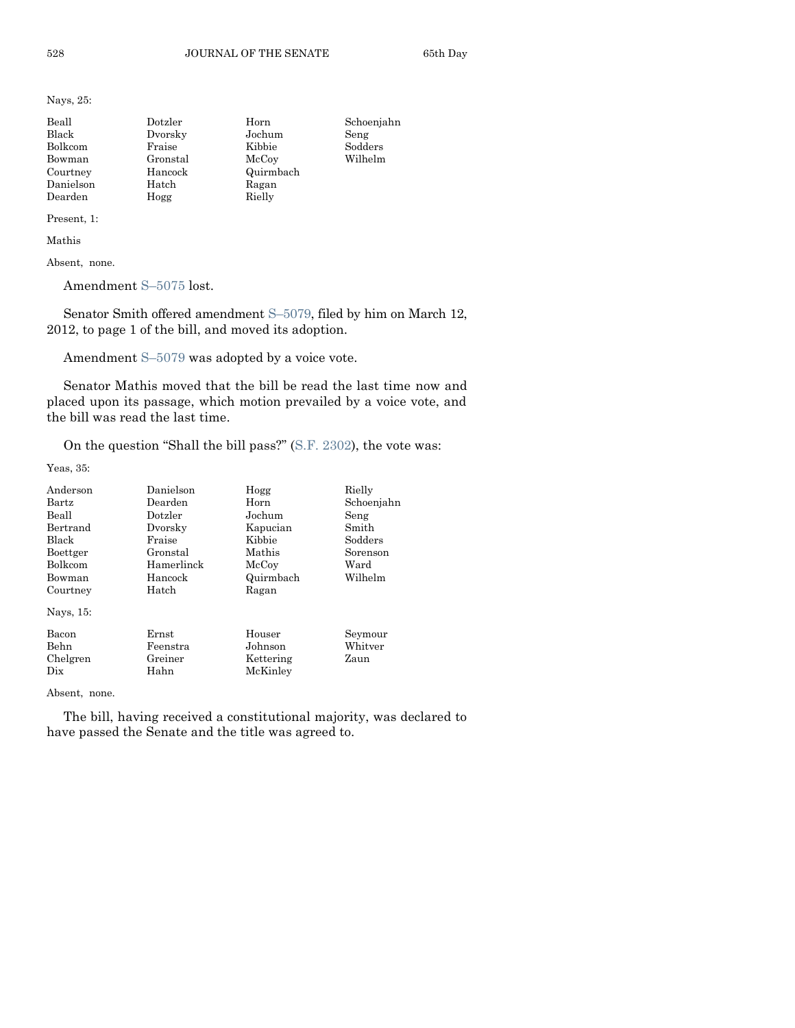Nays, 25:

| | | | |
|---|---|---|---|
| Beall | Dotzler | Horn | Schoenjahn |
| Black | Dvorsky | Jochum | Seng |
| Bolkcom | Fraise | Kibbie | Sodders |
| Bowman | Gronstal | McCoy | Wilhelm |
| Courtney | Hancock | Quirmbach | |
| Danielson | Hatch | Ragan | |
| Dearden | Hogg | Rielly | |

Present, 1:

Mathis

Absent, none.

Amendment S–5075 lost.

Senator Smith offered amendment S–5079, filed by him on March 12, 2012, to page 1 of the bill, and moved its adoption.

Amendment S–5079 was adopted by a voice vote.

Senator Mathis moved that the bill be read the last time now and placed upon its passage, which motion prevailed by a voice vote, and the bill was read the last time.

On the question "Shall the bill pass?" (S.F. 2302), the vote was:

Yeas, 35:

| | | | |
|---|---|---|---|
| Anderson | Danielson | Hogg | Rielly |
| Bartz | Dearden | Horn | Schoenjahn |
| Beall | Dotzler | Jochum | Seng |
| Bertrand | Dvorsky | Kapucian | Smith |
| Black | Fraise | Kibbie | Sodders |
| Boettger | Gronstal | Mathis | Sorenson |
| Bolkcom | Hamerlinck | McCoy | Ward |
| Bowman | Hancock | Quirmbach | Wilhelm |
| Courtney | Hatch | Ragan | |

Nays, 15:

| | | | |
|---|---|---|---|
| Bacon | Ernst | Houser | Seymour |
| Behn | Feenstra | Johnson | Whitver |
| Chelgren | Greiner | Kettering | Zaun |
| Dix | Hahn | McKinley | |

Absent, none.

The bill, having received a constitutional majority, was declared to have passed the Senate and the title was agreed to.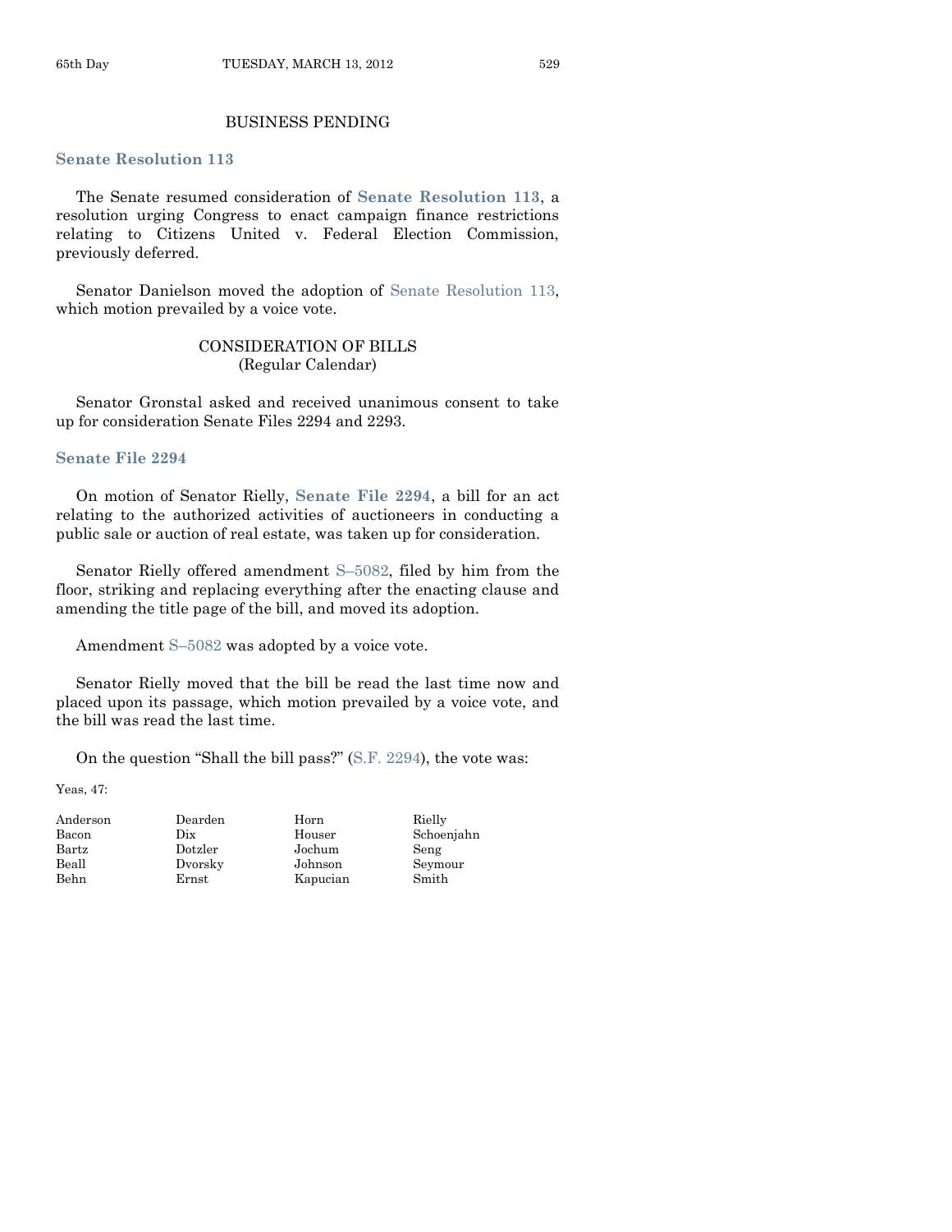## BUSINESS PENDING

### Senate Resolution 113

The Senate resumed consideration of **Senate Resolution 113**, a resolution urging Congress to enact campaign finance restrictions relating to Citizens United v. Federal Election Commission, previously deferred.

Senator Danielson moved the adoption of Senate Resolution 113, which motion prevailed by a voice vote.

## CONSIDERATION OF BILLS
(Regular Calendar)

Senator Gronstal asked and received unanimous consent to take up for consideration Senate Files 2294 and 2293.

### Senate File 2294

On motion of Senator Rielly, **Senate File 2294**, a bill for an act relating to the authorized activities of auctioneers in conducting a public sale or auction of real estate, was taken up for consideration.

Senator Rielly offered amendment S–5082, filed by him from the floor, striking and replacing everything after the enacting clause and amending the title page of the bill, and moved its adoption.

Amendment S–5082 was adopted by a voice vote.

Senator Rielly moved that the bill be read the last time now and placed upon its passage, which motion prevailed by a voice vote, and the bill was read the last time.

On the question "Shall the bill pass?" (S.F. 2294), the vote was:

Yeas, 47:

| | | | |
|---|---|---|---|
| Anderson | Dearden | Horn | Rielly |
| Bacon | Dix | Houser | Schoenjahn |
| Bartz | Dotzler | Jochum | Seng |
| Beall | Dvorsky | Johnson | Seymour |
| Behn | Ernst | Kapucian | Smith |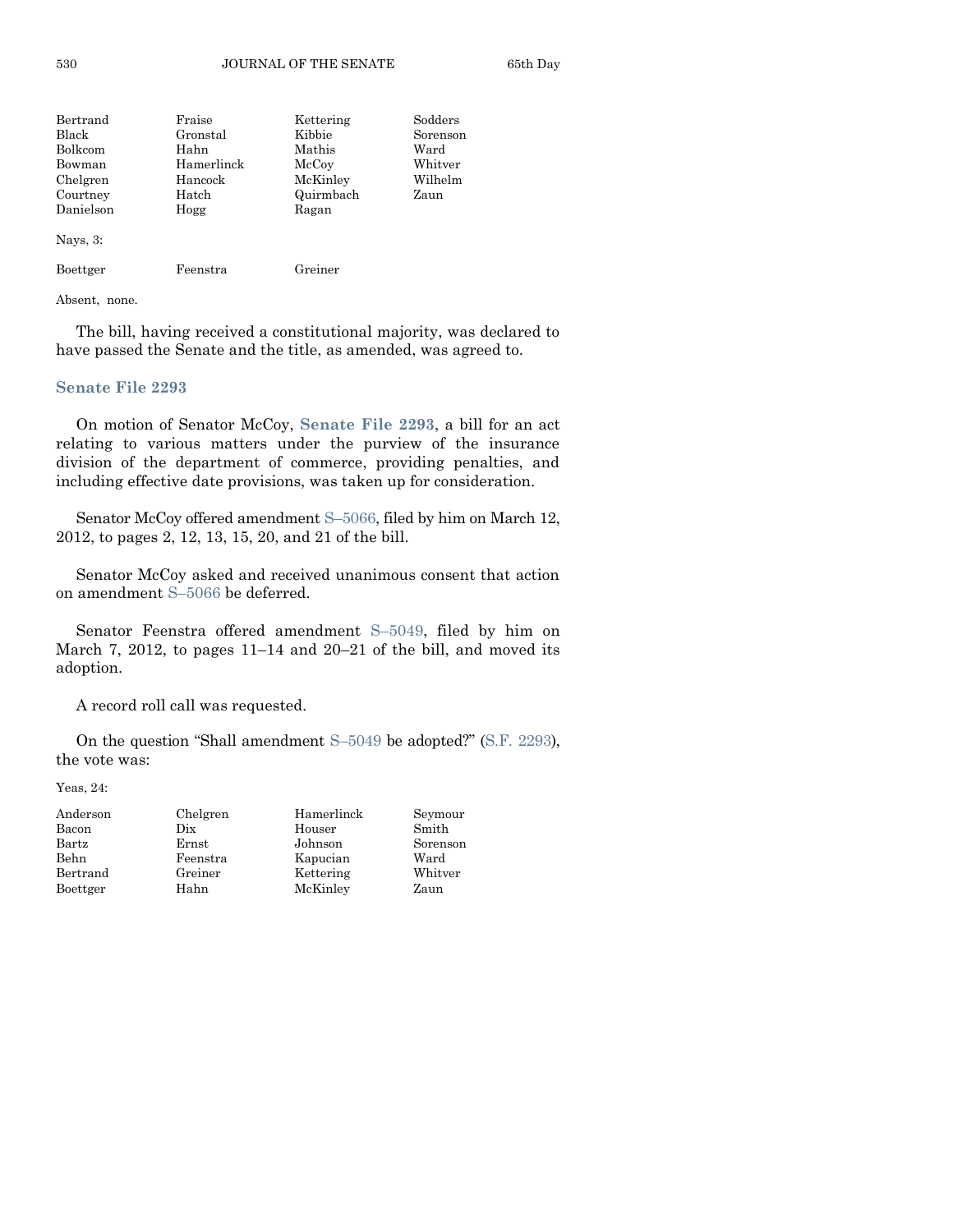| | | | |
|---|---|---|---|
| Bertrand | Fraise | Kettering | Sodders |
| Black | Gronstal | Kibbie | Sorenson |
| Bolkcom | Hahn | Mathis | Ward |
| Bowman | Hamerlinck | McCoy | Whitver |
| Chelgren | Hancock | McKinley | Wilhelm |
| Courtney | Hatch | Quirmbach | Zaun |
| Danielson | Hogg | Ragan | |

Nays, 3:

| | | |
|---|---|---|
| Boettger | Feenstra | Greiner |

Absent, none.

The bill, having received a constitutional majority, was declared to have passed the Senate and the title, as amended, was agreed to.

### Senate File 2293

On motion of Senator McCoy, **Senate File 2293**, a bill for an act relating to various matters under the purview of the insurance division of the department of commerce, providing penalties, and including effective date provisions, was taken up for consideration.

Senator McCoy offered amendment S–5066, filed by him on March 12, 2012, to pages 2, 12, 13, 15, 20, and 21 of the bill.

Senator McCoy asked and received unanimous consent that action on amendment S–5066 be deferred.

Senator Feenstra offered amendment S–5049, filed by him on March 7, 2012, to pages 11–14 and 20–21 of the bill, and moved its adoption.

A record roll call was requested.

On the question "Shall amendment S–5049 be adopted?" (S.F. 2293), the vote was:

Yeas, 24:

| | | | |
|---|---|---|---|
| Anderson | Chelgren | Hamerlinck | Seymour |
| Bacon | Dix | Houser | Smith |
| Bartz | Ernst | Johnson | Sorenson |
| Behn | Feenstra | Kapucian | Ward |
| Bertrand | Greiner | Kettering | Whitver |
| Boettger | Hahn | McKinley | Zaun |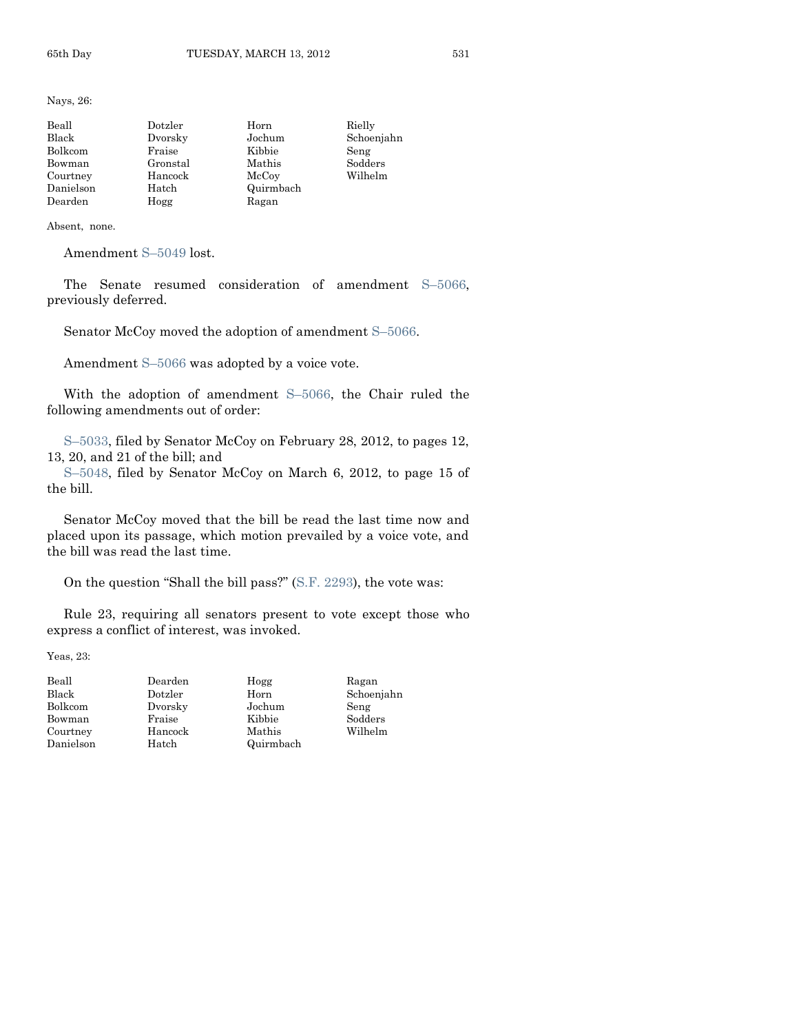Nays, 26:

| | | | |
|---|---|---|---|
| Beall | Dotzler | Horn | Rielly |
| Black | Dvorsky | Jochum | Schoenjahn |
| Bolkcom | Fraise | Kibbie | Seng |
| Bowman | Gronstal | Mathis | Sodders |
| Courtney | Hancock | McCoy | Wilhelm |
| Danielson | Hatch | Quirmbach | |
| Dearden | Hogg | Ragan | |

Absent, none.

Amendment S–5049 lost.

The Senate resumed consideration of amendment S–5066, previously deferred.

Senator McCoy moved the adoption of amendment S–5066.

Amendment S–5066 was adopted by a voice vote.

With the adoption of amendment S–5066, the Chair ruled the following amendments out of order:

S–5033, filed by Senator McCoy on February 28, 2012, to pages 12, 13, 20, and 21 of the bill; and
S–5048, filed by Senator McCoy on March 6, 2012, to page 15 of the bill.

Senator McCoy moved that the bill be read the last time now and placed upon its passage, which motion prevailed by a voice vote, and the bill was read the last time.

On the question "Shall the bill pass?" (S.F. 2293), the vote was:

Rule 23, requiring all senators present to vote except those who express a conflict of interest, was invoked.

Yeas, 23:

| | | | |
|---|---|---|---|
| Beall | Dearden | Hogg | Ragan |
| Black | Dotzler | Horn | Schoenjahn |
| Bolkcom | Dvorsky | Jochum | Seng |
| Bowman | Fraise | Kibbie | Sodders |
| Courtney | Hancock | Mathis | Wilhelm |
| Danielson | Hatch | Quirmbach | |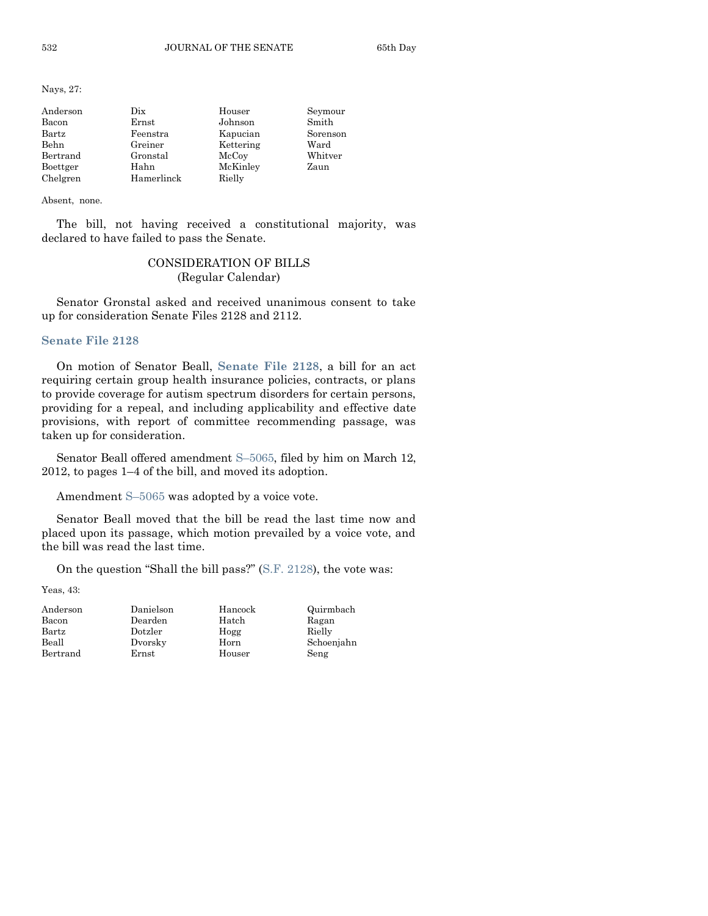Nays, 27:

| | | | |
|---|---|---|---|
| Anderson | Dix | Houser | Seymour |
| Bacon | Ernst | Johnson | Smith |
| Bartz | Feenstra | Kapucian | Sorenson |
| Behn | Greiner | Kettering | Ward |
| Bertrand | Gronstal | McCoy | Whitver |
| Boettger | Hahn | McKinley | Zaun |
| Chelgren | Hamerlinck | Rielly | |

Absent, none.

The bill, not having received a constitutional majority, was declared to have failed to pass the Senate.

## CONSIDERATION OF BILLS
### (Regular Calendar)

Senator Gronstal asked and received unanimous consent to take up for consideration Senate Files 2128 and 2112.

### Senate File 2128

On motion of Senator Beall, **Senate File 2128**, a bill for an act requiring certain group health insurance policies, contracts, or plans to provide coverage for autism spectrum disorders for certain persons, providing for a repeal, and including applicability and effective date provisions, with report of committee recommending passage, was taken up for consideration.

Senator Beall offered amendment S–5065, filed by him on March 12, 2012, to pages 1–4 of the bill, and moved its adoption.

Amendment S–5065 was adopted by a voice vote.

Senator Beall moved that the bill be read the last time now and placed upon its passage, which motion prevailed by a voice vote, and the bill was read the last time.

On the question "Shall the bill pass?" (S.F. 2128), the vote was:

Yeas, 43:

| | | | |
|---|---|---|---|
| Anderson | Danielson | Hancock | Quirmbach |
| Bacon | Dearden | Hatch | Ragan |
| Bartz | Dotzler | Hogg | Rielly |
| Beall | Dvorsky | Horn | Schoenjahn |
| Bertrand | Ernst | Houser | Seng |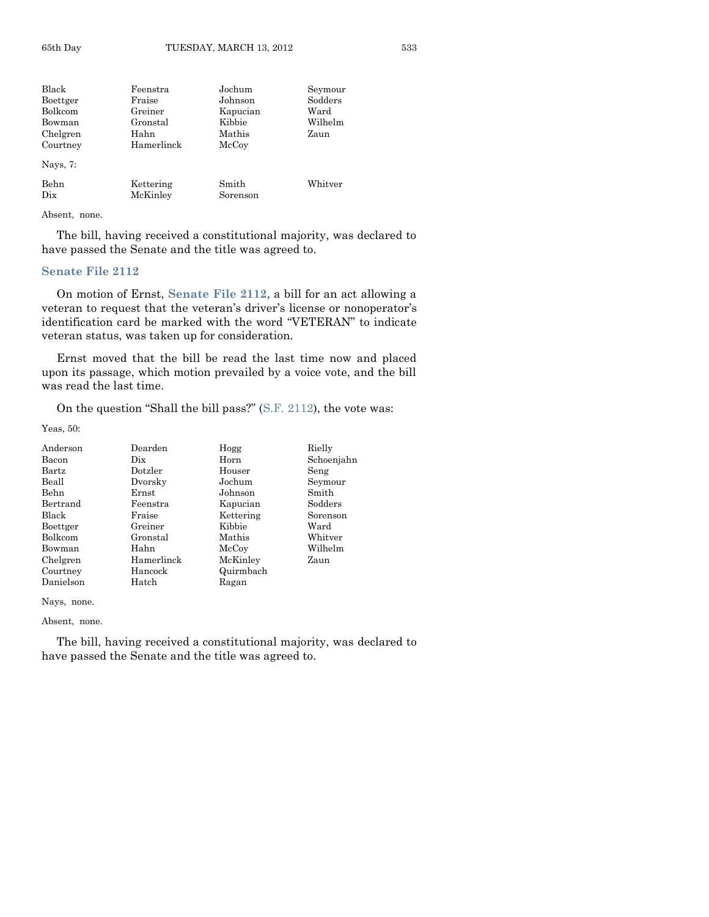| | | | |
|---|---|---|---|
| Black | Feenstra | Jochum | Seymour |
| Boettger | Fraise | Johnson | Sodders |
| Bolkcom | Greiner | Kapucian | Ward |
| Bowman | Gronstal | Kibbie | Wilhelm |
| Chelgren | Hahn | Mathis | Zaun |
| Courtney | Hamerlinck | McCoy | |

Nays, 7:

| | | | |
|---|---|---|---|
| Behn | Kettering | Smith | Whitver |
| Dix | McKinley | Sorenson | |

Absent, none.

The bill, having received a constitutional majority, was declared to have passed the Senate and the title was agreed to.

### Senate File 2112

On motion of Ernst, **Senate File 2112**, a bill for an act allowing a veteran to request that the veteran's driver's license or nonoperator's identification card be marked with the word "VETERAN" to indicate veteran status, was taken up for consideration.

Ernst moved that the bill be read the last time now and placed upon its passage, which motion prevailed by a voice vote, and the bill was read the last time.

On the question "Shall the bill pass?" (S.F. 2112), the vote was:

Yeas, 50:

| | | | |
|---|---|---|---|
| Anderson | Dearden | Hogg | Rielly |
| Bacon | Dix | Horn | Schoenjahn |
| Bartz | Dotzler | Houser | Seng |
| Beall | Dvorsky | Jochum | Seymour |
| Behn | Ernst | Johnson | Smith |
| Bertrand | Feenstra | Kapucian | Sodders |
| Black | Fraise | Kettering | Sorenson |
| Boettger | Greiner | Kibbie | Ward |
| Bolkcom | Gronstal | Mathis | Whitver |
| Bowman | Hahn | McCoy | Wilhelm |
| Chelgren | Hamerlinck | McKinley | Zaun |
| Courtney | Hancock | Quirmbach | |
| Danielson | Hatch | Ragan | |

Nays, none.

Absent, none.

The bill, having received a constitutional majority, was declared to have passed the Senate and the title was agreed to.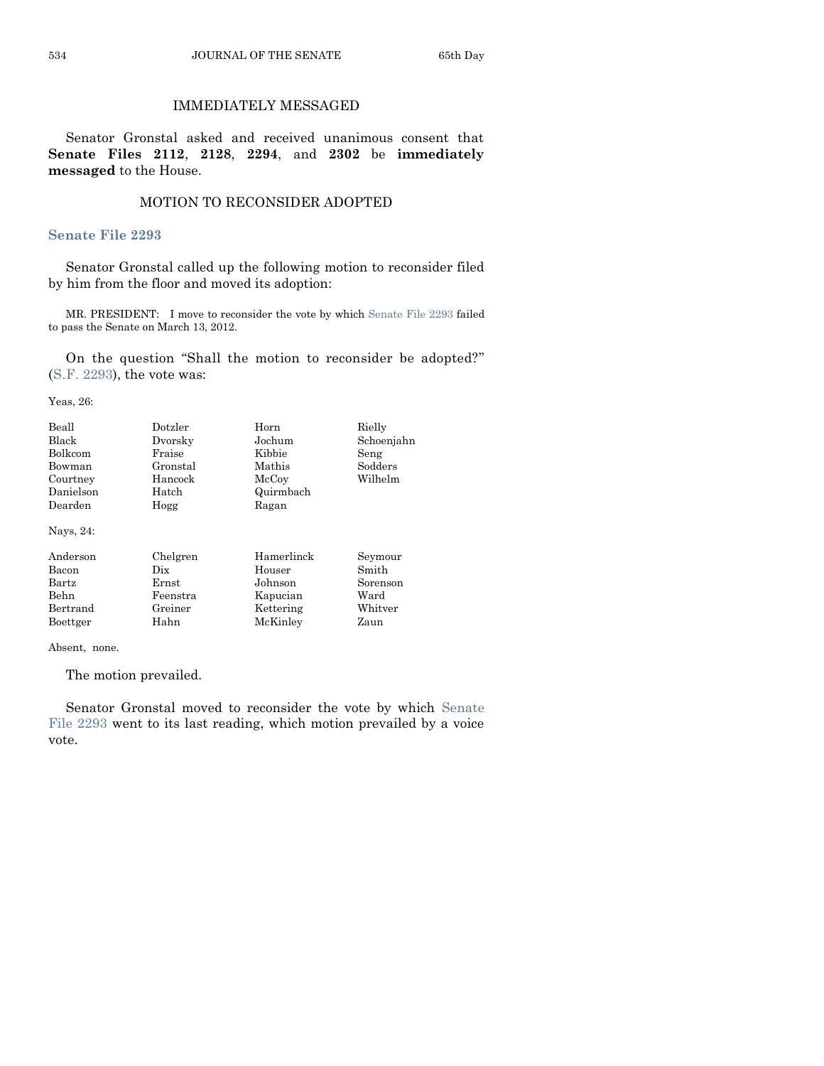## IMMEDIATELY MESSAGED

Senator Gronstal asked and received unanimous consent that **Senate Files 2112**, **2128**, **2294**, and **2302** be **immediately messaged** to the House.

## MOTION TO RECONSIDER ADOPTED

### Senate File 2293

Senator Gronstal called up the following motion to reconsider filed by him from the floor and moved its adoption:

MR. PRESIDENT: I move to reconsider the vote by which Senate File 2293 failed to pass the Senate on March 13, 2012.

On the question "Shall the motion to reconsider be adopted?" (S.F. 2293), the vote was:

Yeas, 26:

| | | | |
|---|---|---|---|
| Beall | Dotzler | Horn | Rielly |
| Black | Dvorsky | Jochum | Schoenjahn |
| Bolkcom | Fraise | Kibbie | Seng |
| Bowman | Gronstal | Mathis | Sodders |
| Courtney | Hancock | McCoy | Wilhelm |
| Danielson | Hatch | Quirmbach | |
| Dearden | Hogg | Ragan | |

Nays, 24:

| | | | |
|---|---|---|---|
| Anderson | Chelgren | Hamerlinck | Seymour |
| Bacon | Dix | Houser | Smith |
| Bartz | Ernst | Johnson | Sorenson |
| Behn | Feenstra | Kapucian | Ward |
| Bertrand | Greiner | Kettering | Whitver |
| Boettger | Hahn | McKinley | Zaun |

Absent, none.

The motion prevailed.

Senator Gronstal moved to reconsider the vote by which Senate File 2293 went to its last reading, which motion prevailed by a voice vote.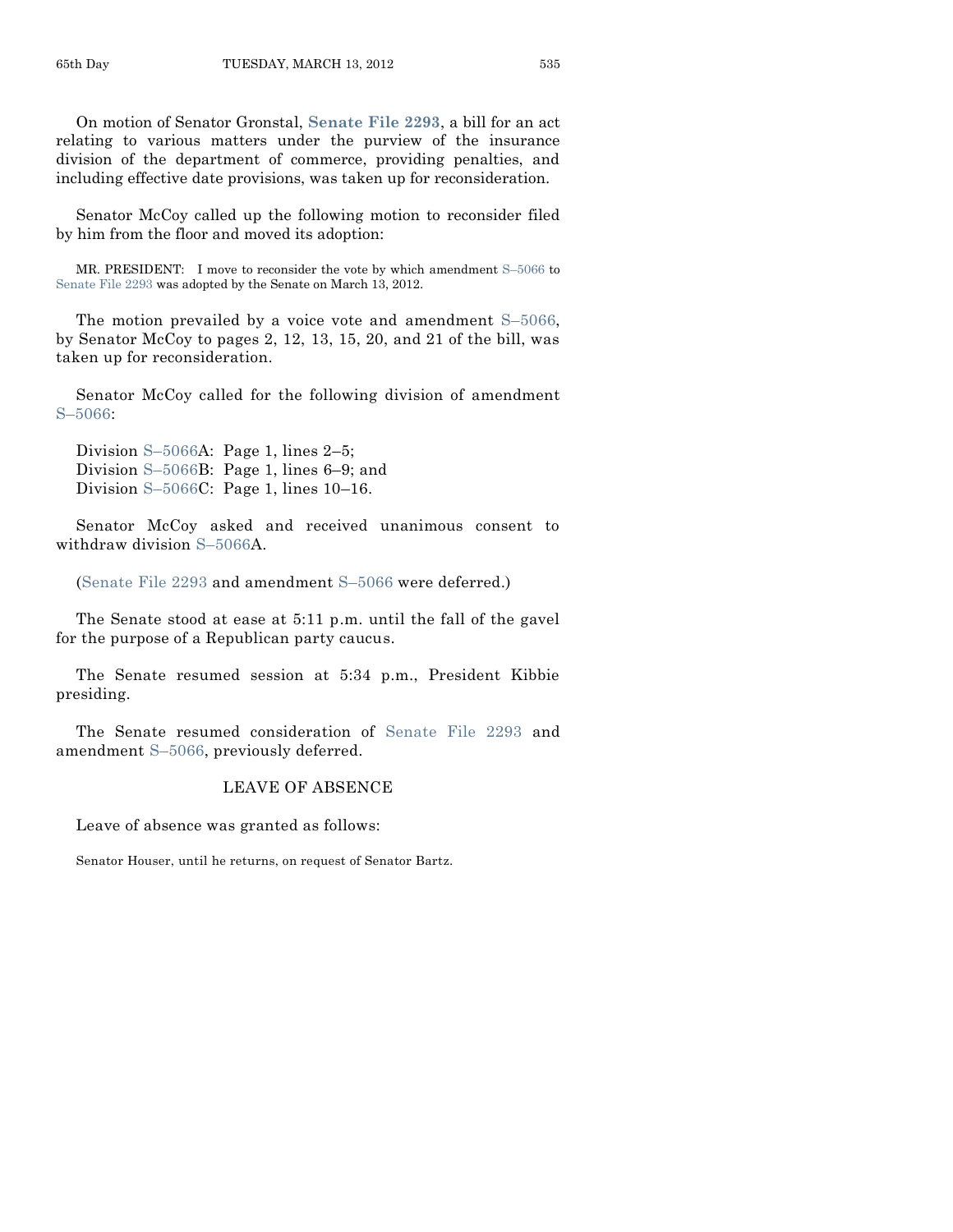On motion of Senator Gronstal, **Senate File 2293**, a bill for an act relating to various matters under the purview of the insurance division of the department of commerce, providing penalties, and including effective date provisions, was taken up for reconsideration.

Senator McCoy called up the following motion to reconsider filed by him from the floor and moved its adoption:

MR. PRESIDENT: I move to reconsider the vote by which amendment S–5066 to Senate File 2293 was adopted by the Senate on March 13, 2012.

The motion prevailed by a voice vote and amendment S–5066, by Senator McCoy to pages 2, 12, 13, 15, 20, and 21 of the bill, was taken up for reconsideration.

Senator McCoy called for the following division of amendment S–5066:

Division S–5066A: Page 1, lines 2–5;
Division S–5066B: Page 1, lines 6–9; and
Division S–5066C: Page 1, lines 10–16.

Senator McCoy asked and received unanimous consent to withdraw division S–5066A.

(Senate File 2293 and amendment S–5066 were deferred.)

The Senate stood at ease at 5:11 p.m. until the fall of the gavel for the purpose of a Republican party caucus.

The Senate resumed session at 5:34 p.m., President Kibbie presiding.

The Senate resumed consideration of Senate File 2293 and amendment S–5066, previously deferred.

## LEAVE OF ABSENCE

Leave of absence was granted as follows:

Senator Houser, until he returns, on request of Senator Bartz.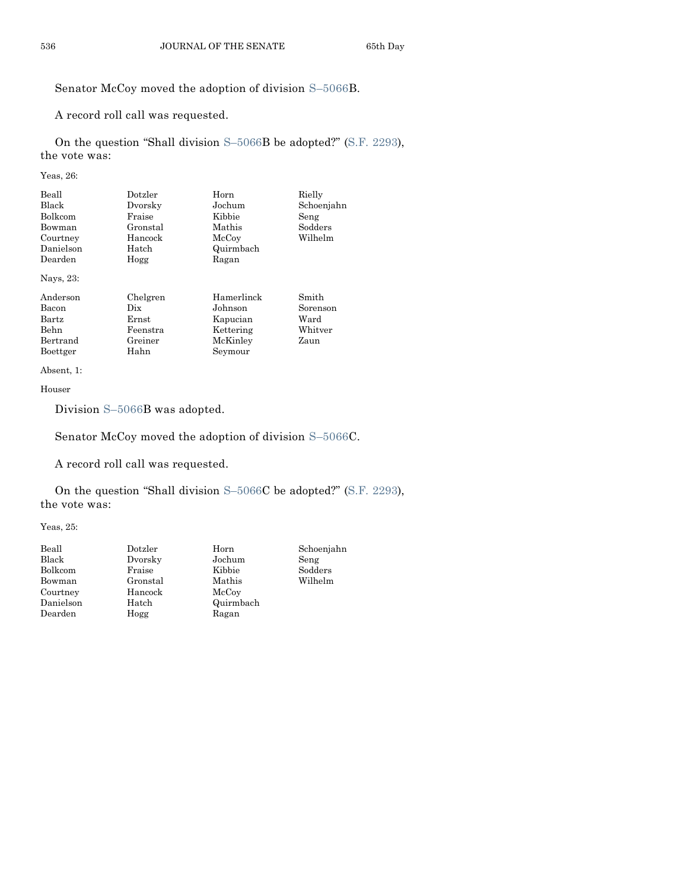Senator McCoy moved the adoption of division S–5066B.

A record roll call was requested.

On the question "Shall division S–5066B be adopted?" (S.F. 2293), the vote was:

Yeas, 26:

| | | | |
|---|---|---|---|
| Beall | Dotzler | Horn | Rielly |
| Black | Dvorsky | Jochum | Schoenjahn |
| Bolkcom | Fraise | Kibbie | Seng |
| Bowman | Gronstal | Mathis | Sodders |
| Courtney | Hancock | McCoy | Wilhelm |
| Danielson | Hatch | Quirmbach | |
| Dearden | Hogg | Ragan | |

Nays, 23:

| | | | |
|---|---|---|---|
| Anderson | Chelgren | Hamerlinck | Smith |
| Bacon | Dix | Johnson | Sorenson |
| Bartz | Ernst | Kapucian | Ward |
| Behn | Feenstra | Kettering | Whitver |
| Bertrand | Greiner | McKinley | Zaun |
| Boettger | Hahn | Seymour | |

Absent, 1:

Houser

Division S–5066B was adopted.

Senator McCoy moved the adoption of division S–5066C.

A record roll call was requested.

On the question "Shall division S–5066C be adopted?" (S.F. 2293), the vote was:

Yeas, 25:

| | | | |
|---|---|---|---|
| Beall | Dotzler | Horn | Schoenjahn |
| Black | Dvorsky | Jochum | Seng |
| Bolkcom | Fraise | Kibbie | Sodders |
| Bowman | Gronstal | Mathis | Wilhelm |
| Courtney | Hancock | McCoy | |
| Danielson | Hatch | Quirmbach | |
| Dearden | Hogg | Ragan | |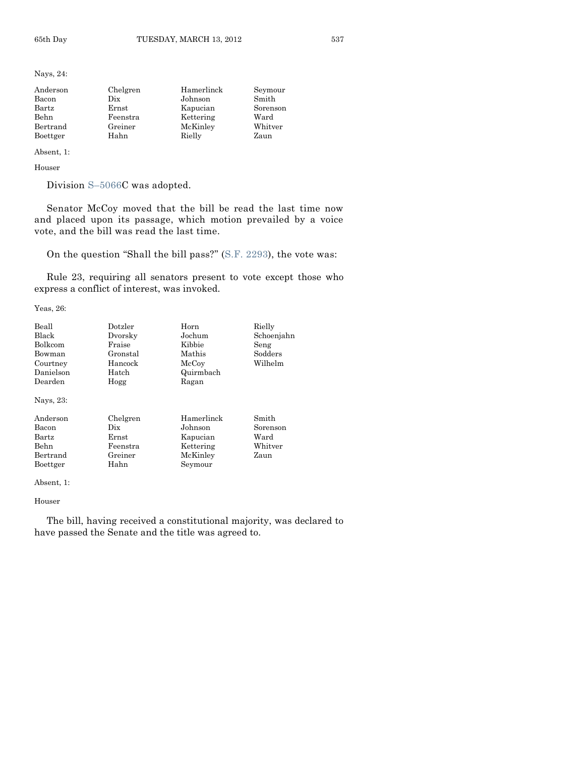Nays, 24:

| | | | |
|---|---|---|---|
| Anderson | Chelgren | Hamerlinck | Seymour |
| Bacon | Dix | Johnson | Smith |
| Bartz | Ernst | Kapucian | Sorenson |
| Behn | Feenstra | Kettering | Ward |
| Bertrand | Greiner | McKinley | Whitver |
| Boettger | Hahn | Rielly | Zaun |

Absent, 1:

Houser

Division S–5066C was adopted.

Senator McCoy moved that the bill be read the last time now and placed upon its passage, which motion prevailed by a voice vote, and the bill was read the last time.

On the question "Shall the bill pass?" (S.F. 2293), the vote was:

Rule 23, requiring all senators present to vote except those who express a conflict of interest, was invoked.

Yeas, 26:

| | | | |
|---|---|---|---|
| Beall | Dotzler | Horn | Rielly |
| Black | Dvorsky | Jochum | Schoenjahn |
| Bolkcom | Fraise | Kibbie | Seng |
| Bowman | Gronstal | Mathis | Sodders |
| Courtney | Hancock | McCoy | Wilhelm |
| Danielson | Hatch | Quirmbach | |
| Dearden | Hogg | Ragan | |

Nays, 23:

| | | | |
|---|---|---|---|
| Anderson | Chelgren | Hamerlinck | Smith |
| Bacon | Dix | Johnson | Sorenson |
| Bartz | Ernst | Kapucian | Ward |
| Behn | Feenstra | Kettering | Whitver |
| Bertrand | Greiner | McKinley | Zaun |
| Boettger | Hahn | Seymour | |

Absent, 1:

Houser

The bill, having received a constitutional majority, was declared to have passed the Senate and the title was agreed to.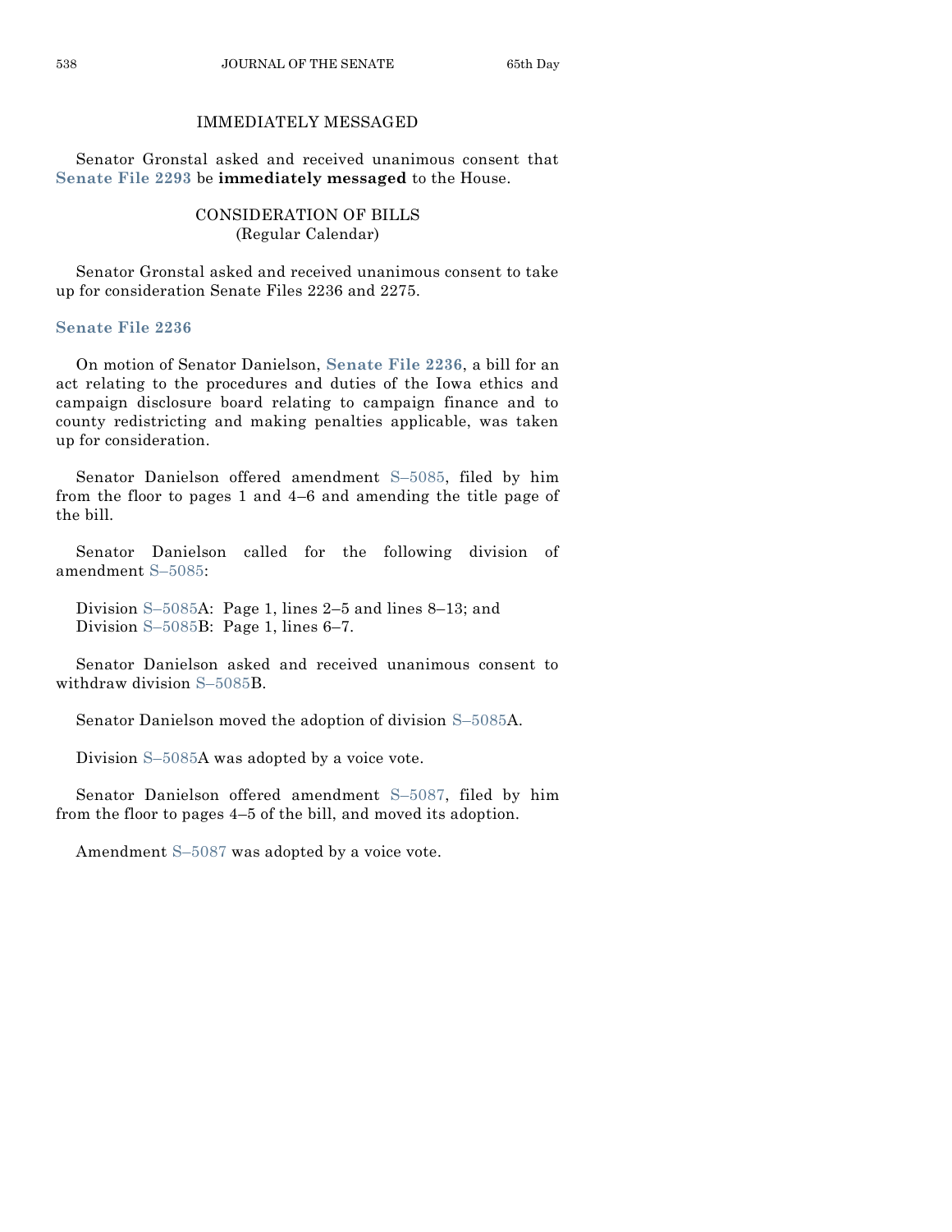## IMMEDIATELY MESSAGED

Senator Gronstal asked and received unanimous consent that **Senate File 2293** be **immediately messaged** to the House.

## CONSIDERATION OF BILLS
(Regular Calendar)

Senator Gronstal asked and received unanimous consent to take up for consideration Senate Files 2236 and 2275.

**Senate File 2236**

On motion of Senator Danielson, **Senate File 2236**, a bill for an act relating to the procedures and duties of the Iowa ethics and campaign disclosure board relating to campaign finance and to county redistricting and making penalties applicable, was taken up for consideration.

Senator Danielson offered amendment S–5085, filed by him from the floor to pages 1 and 4–6 and amending the title page of the bill.

Senator Danielson called for the following division of amendment S–5085:

Division S–5085A: Page 1, lines 2–5 and lines 8–13; and
Division S–5085B: Page 1, lines 6–7.

Senator Danielson asked and received unanimous consent to withdraw division S–5085B.

Senator Danielson moved the adoption of division S–5085A.

Division S–5085A was adopted by a voice vote.

Senator Danielson offered amendment S–5087, filed by him from the floor to pages 4–5 of the bill, and moved its adoption.

Amendment S–5087 was adopted by a voice vote.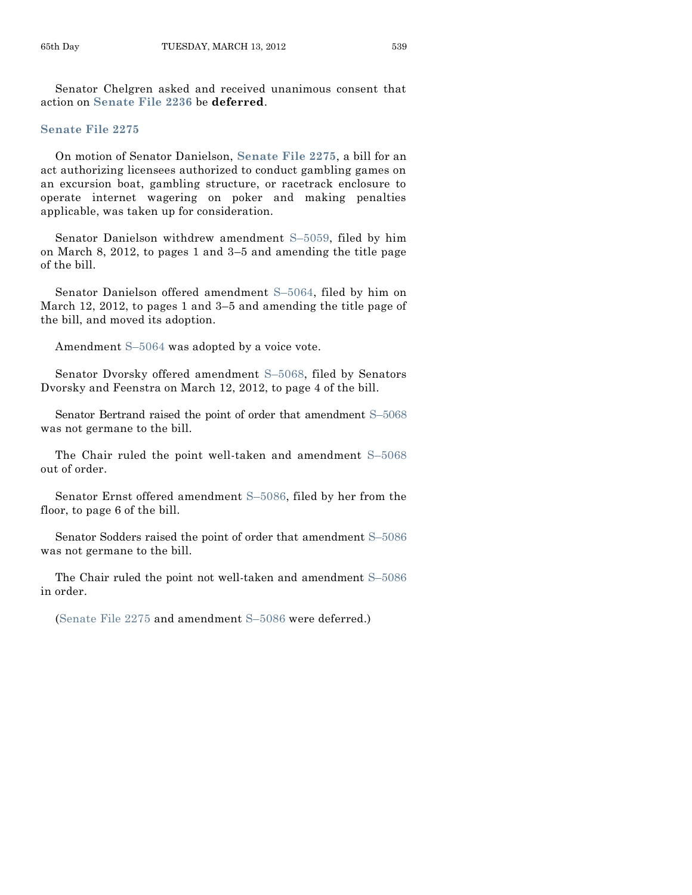Senator Chelgren asked and received unanimous consent that action on **Senate File 2236** be **deferred**.

### Senate File 2275

On motion of Senator Danielson, **Senate File 2275**, a bill for an act authorizing licensees authorized to conduct gambling games on an excursion boat, gambling structure, or racetrack enclosure to operate internet wagering on poker and making penalties applicable, was taken up for consideration.

Senator Danielson withdrew amendment S–5059, filed by him on March 8, 2012, to pages 1 and 3–5 and amending the title page of the bill.

Senator Danielson offered amendment S–5064, filed by him on March 12, 2012, to pages 1 and 3–5 and amending the title page of the bill, and moved its adoption.

Amendment S–5064 was adopted by a voice vote.

Senator Dvorsky offered amendment S–5068, filed by Senators Dvorsky and Feenstra on March 12, 2012, to page 4 of the bill.

Senator Bertrand raised the point of order that amendment S–5068 was not germane to the bill.

The Chair ruled the point well-taken and amendment S–5068 out of order.

Senator Ernst offered amendment S–5086, filed by her from the floor, to page 6 of the bill.

Senator Sodders raised the point of order that amendment S–5086 was not germane to the bill.

The Chair ruled the point not well-taken and amendment S–5086 in order.

(Senate File 2275 and amendment S–5086 were deferred.)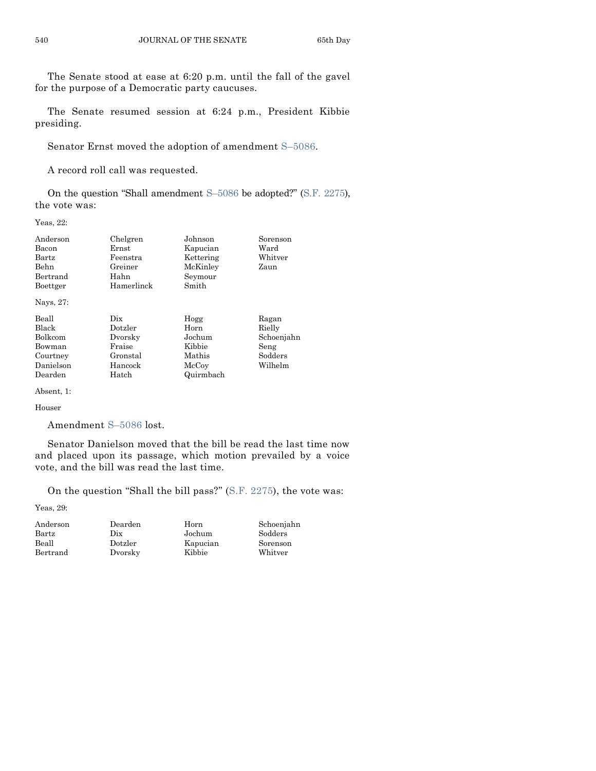The Senate stood at ease at 6:20 p.m. until the fall of the gavel for the purpose of a Democratic party caucuses.

The Senate resumed session at 6:24 p.m., President Kibbie presiding.

Senator Ernst moved the adoption of amendment S–5086.

A record roll call was requested.

On the question "Shall amendment S–5086 be adopted?" (S.F. 2275), the vote was:

Yeas, 22:

| | | | |
|---|---|---|---|
| Anderson | Chelgren | Johnson | Sorenson |
| Bacon | Ernst | Kapucian | Ward |
| Bartz | Feenstra | Kettering | Whitver |
| Behn | Greiner | McKinley | Zaun |
| Bertrand | Hahn | Seymour | |
| Boettger | Hamerlinck | Smith | |

Nays, 27:

| | | | |
|---|---|---|---|
| Beall | Dix | Hogg | Ragan |
| Black | Dotzler | Horn | Rielly |
| Bolkcom | Dvorsky | Jochum | Schoenjahn |
| Bowman | Fraise | Kibbie | Seng |
| Courtney | Gronstal | Mathis | Sodders |
| Danielson | Hancock | McCoy | Wilhelm |
| Dearden | Hatch | Quirmbach | |

Absent, 1:

Houser

Amendment S–5086 lost.

Senator Danielson moved that the bill be read the last time now and placed upon its passage, which motion prevailed by a voice vote, and the bill was read the last time.

On the question "Shall the bill pass?" (S.F. 2275), the vote was:

Yeas, 29:

| | | | |
|---|---|---|---|
| Anderson | Dearden | Horn | Schoenjahn |
| Bartz | Dix | Jochum | Sodders |
| Beall | Dotzler | Kapucian | Sorenson |
| Bertrand | Dvorsky | Kibbie | Whitver |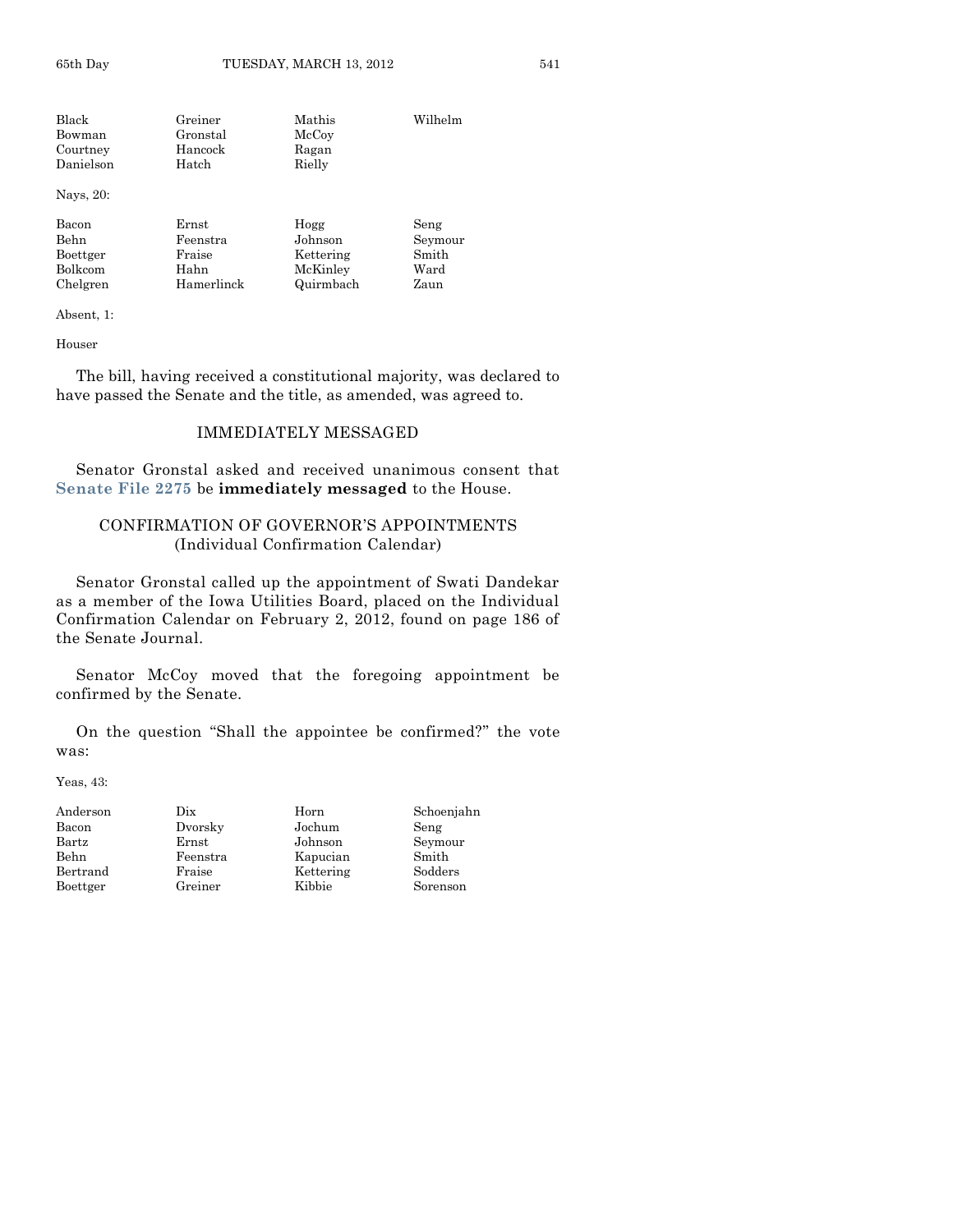| | | | |
|---|---|---|---|
| Black | Greiner | Mathis | Wilhelm |
| Bowman | Gronstal | McCoy | |
| Courtney | Hancock | Ragan | |
| Danielson | Hatch | Rielly | |

Nays, 20:

| | | | |
|---|---|---|---|
| Bacon | Ernst | Hogg | Seng |
| Behn | Feenstra | Johnson | Seymour |
| Boettger | Fraise | Kettering | Smith |
| Bolkcom | Hahn | McKinley | Ward |
| Chelgren | Hamerlinck | Quirmbach | Zaun |

Absent, 1:

Houser

The bill, having received a constitutional majority, was declared to have passed the Senate and the title, as amended, was agreed to.

## IMMEDIATELY MESSAGED

Senator Gronstal asked and received unanimous consent that **Senate File 2275** be **immediately messaged** to the House.

## CONFIRMATION OF GOVERNOR'S APPOINTMENTS (Individual Confirmation Calendar)

Senator Gronstal called up the appointment of Swati Dandekar as a member of the Iowa Utilities Board, placed on the Individual Confirmation Calendar on February 2, 2012, found on page 186 of the Senate Journal.

Senator McCoy moved that the foregoing appointment be confirmed by the Senate.

On the question "Shall the appointee be confirmed?" the vote was:

Yeas, 43:

| | | | |
|---|---|---|---|
| Anderson | Dix | Horn | Schoenjahn |
| Bacon | Dvorsky | Jochum | Seng |
| Bartz | Ernst | Johnson | Seymour |
| Behn | Feenstra | Kapucian | Smith |
| Bertrand | Fraise | Kettering | Sodders |
| Boettger | Greiner | Kibbie | Sorenson |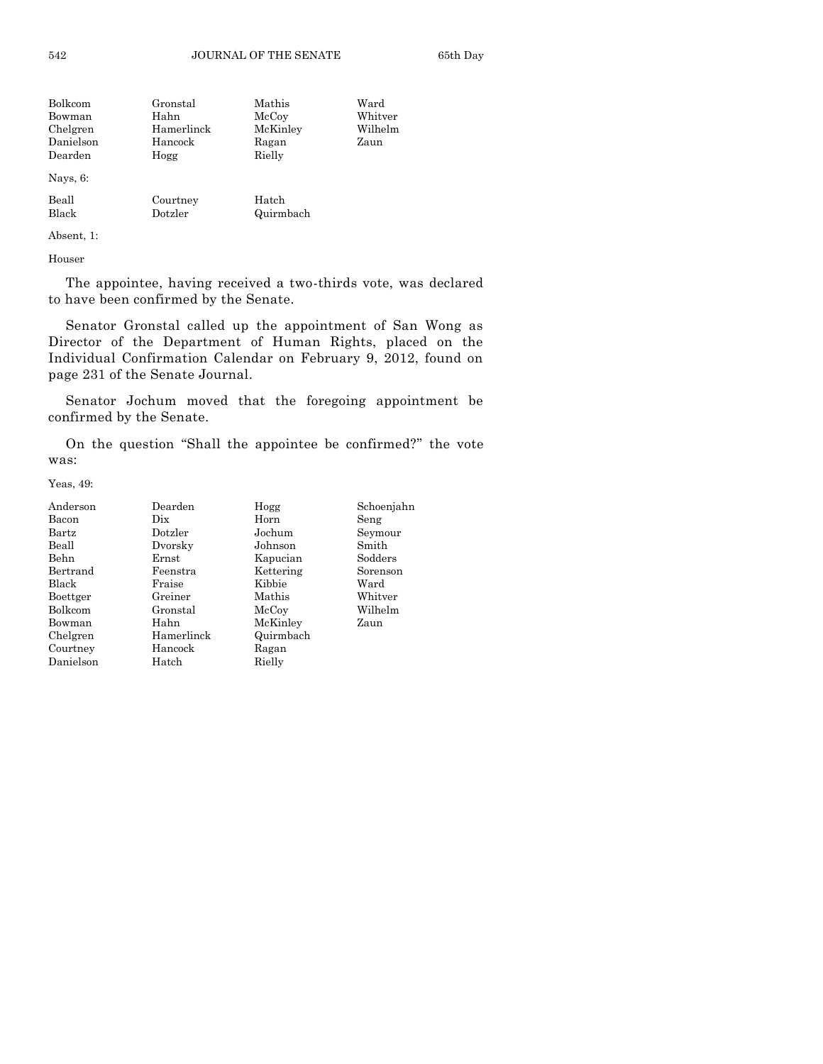| | | | |
|---|---|---|---|
| Bolkcom | Gronstal | Mathis | Ward |
| Bowman | Hahn | McCoy | Whitver |
| Chelgren | Hamerlinck | McKinley | Wilhelm |
| Danielson | Hancock | Ragan | Zaun |
| Dearden | Hogg | Rielly | |

Nays, 6:

| | | |
|---|---|---|
| Beall | Courtney | Hatch |
| Black | Dotzler | Quirmbach |

Absent, 1:

Houser

The appointee, having received a two-thirds vote, was declared to have been confirmed by the Senate.

Senator Gronstal called up the appointment of San Wong as Director of the Department of Human Rights, placed on the Individual Confirmation Calendar on February 9, 2012, found on page 231 of the Senate Journal.

Senator Jochum moved that the foregoing appointment be confirmed by the Senate.

On the question "Shall the appointee be confirmed?" the vote was:

Yeas, 49:

| | | | |
|---|---|---|---|
| Anderson | Dearden | Hogg | Schoenjahn |
| Bacon | Dix | Horn | Seng |
| Bartz | Dotzler | Jochum | Seymour |
| Beall | Dvorsky | Johnson | Smith |
| Behn | Ernst | Kapucian | Sodders |
| Bertrand | Feenstra | Kettering | Sorenson |
| Black | Fraise | Kibbie | Ward |
| Boettger | Greiner | Mathis | Whitver |
| Bolkcom | Gronstal | McCoy | Wilhelm |
| Bowman | Hahn | McKinley | Zaun |
| Chelgren | Hamerlinck | Quirmbach | |
| Courtney | Hancock | Ragan | |
| Danielson | Hatch | Rielly | |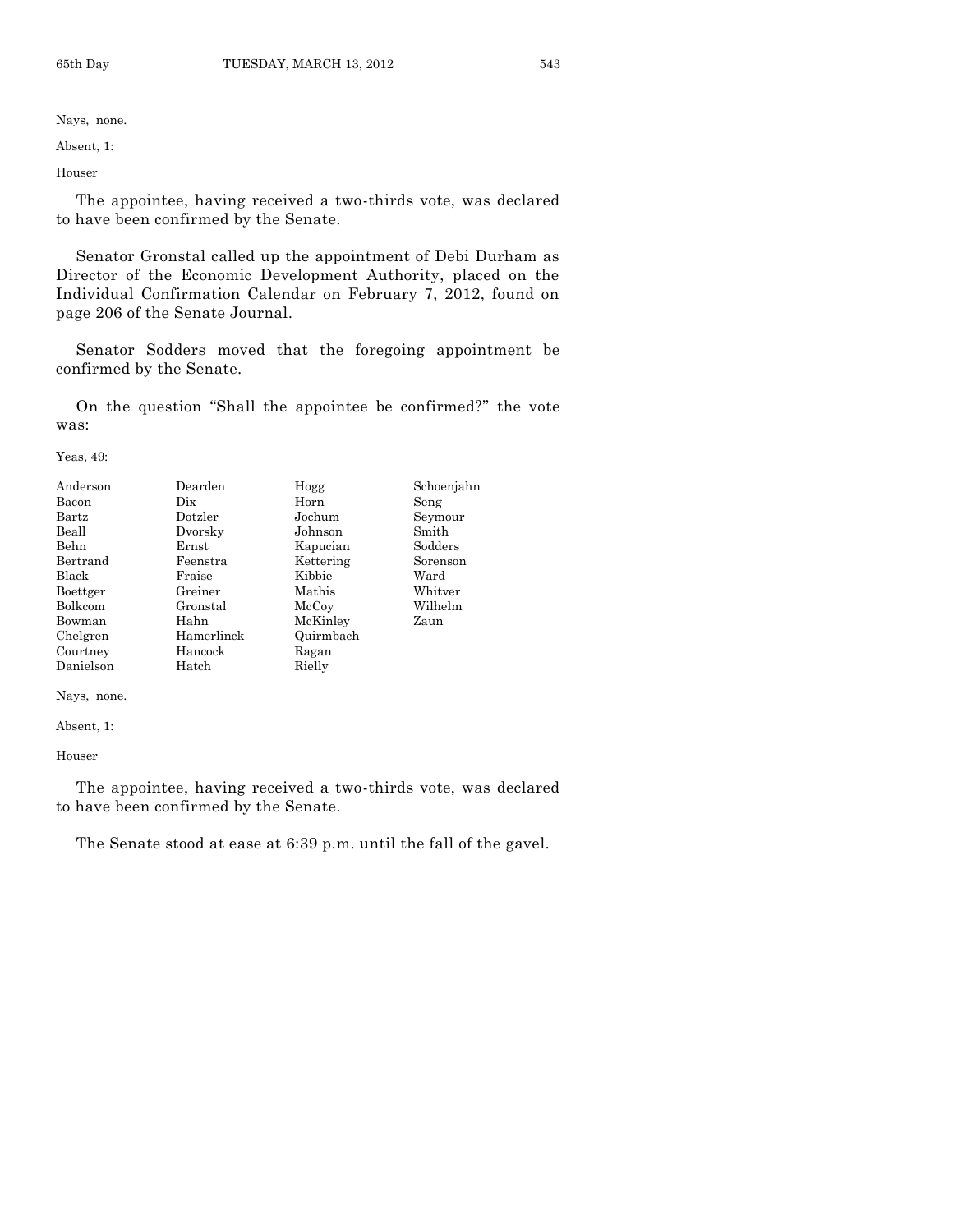Nays, none.

Absent, 1:

Houser

The appointee, having received a two-thirds vote, was declared to have been confirmed by the Senate.

Senator Gronstal called up the appointment of Debi Durham as Director of the Economic Development Authority, placed on the Individual Confirmation Calendar on February 7, 2012, found on page 206 of the Senate Journal.

Senator Sodders moved that the foregoing appointment be confirmed by the Senate.

On the question "Shall the appointee be confirmed?" the vote was:

Yeas, 49:

| | | | |
|---|---|---|---|
| Anderson | Dearden | Hogg | Schoenjahn |
| Bacon | Dix | Horn | Seng |
| Bartz | Dotzler | Jochum | Seymour |
| Beall | Dvorsky | Johnson | Smith |
| Behn | Ernst | Kapucian | Sodders |
| Bertrand | Feenstra | Kettering | Sorenson |
| Black | Fraise | Kibbie | Ward |
| Boettger | Greiner | Mathis | Whitver |
| Bolkcom | Gronstal | McCoy | Wilhelm |
| Bowman | Hahn | McKinley | Zaun |
| Chelgren | Hamerlinck | Quirmbach | |
| Courtney | Hancock | Ragan | |
| Danielson | Hatch | Rielly | |

Nays, none.

Absent, 1:

Houser

The appointee, having received a two-thirds vote, was declared to have been confirmed by the Senate.

The Senate stood at ease at 6:39 p.m. until the fall of the gavel.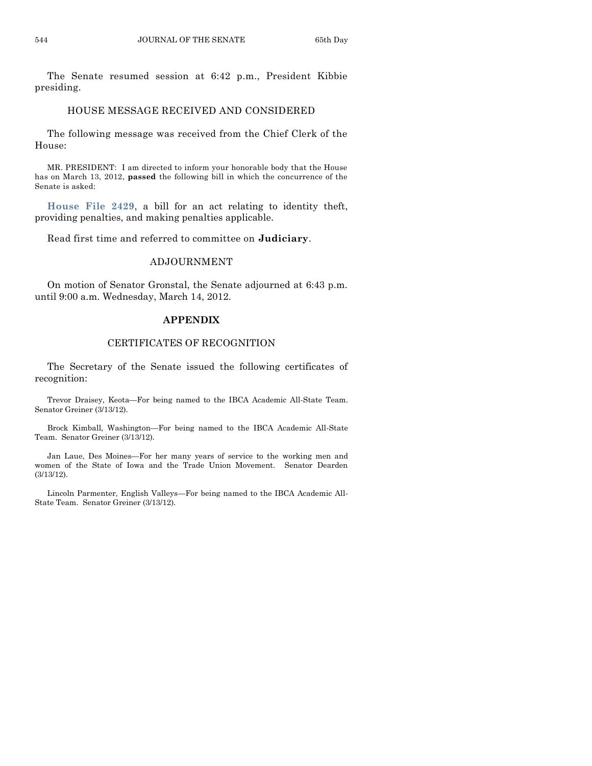The Senate resumed session at 6:42 p.m., President Kibbie presiding.

## HOUSE MESSAGE RECEIVED AND CONSIDERED

The following message was received from the Chief Clerk of the House:

MR. PRESIDENT: I am directed to inform your honorable body that the House has on March 13, 2012, **passed** the following bill in which the concurrence of the Senate is asked:

**House File 2429**, a bill for an act relating to identity theft, providing penalties, and making penalties applicable.

Read first time and referred to committee on **Judiciary**.

## ADJOURNMENT

On motion of Senator Gronstal, the Senate adjourned at 6:43 p.m. until 9:00 a.m. Wednesday, March 14, 2012.

## APPENDIX

## CERTIFICATES OF RECOGNITION

The Secretary of the Senate issued the following certificates of recognition:

Trevor Draisey, Keota—For being named to the IBCA Academic All-State Team. Senator Greiner (3/13/12).

Brock Kimball, Washington—For being named to the IBCA Academic All-State Team. Senator Greiner (3/13/12).

Jan Laue, Des Moines—For her many years of service to the working men and women of the State of Iowa and the Trade Union Movement. Senator Dearden (3/13/12).

Lincoln Parmenter, English Valleys—For being named to the IBCA Academic All-State Team. Senator Greiner (3/13/12).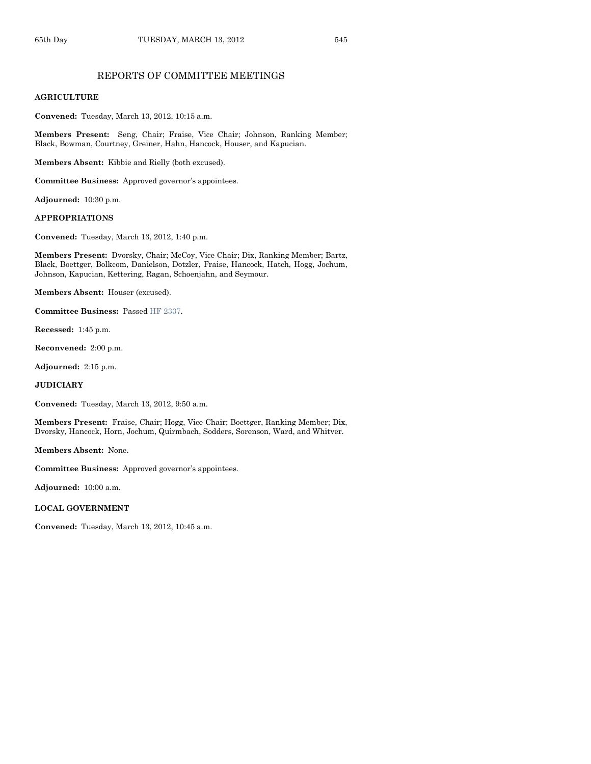## REPORTS OF COMMITTEE MEETINGS

### AGRICULTURE

**Convened:** Tuesday, March 13, 2012, 10:15 a.m.

**Members Present:** Seng, Chair; Fraise, Vice Chair; Johnson, Ranking Member; Black, Bowman, Courtney, Greiner, Hahn, Hancock, Houser, and Kapucian.

**Members Absent:** Kibbie and Rielly (both excused).

**Committee Business:** Approved governor's appointees.

**Adjourned:** 10:30 p.m.

### APPROPRIATIONS

**Convened:** Tuesday, March 13, 2012, 1:40 p.m.

**Members Present:** Dvorsky, Chair; McCoy, Vice Chair; Dix, Ranking Member; Bartz, Black, Boettger, Bolkcom, Danielson, Dotzler, Fraise, Hancock, Hatch, Hogg, Jochum, Johnson, Kapucian, Kettering, Ragan, Schoenjahn, and Seymour.

**Members Absent:** Houser (excused).

**Committee Business:** Passed HF 2337.

**Recessed:** 1:45 p.m.

**Reconvened:** 2:00 p.m.

**Adjourned:** 2:15 p.m.

### JUDICIARY

**Convened:** Tuesday, March 13, 2012, 9:50 a.m.

**Members Present:** Fraise, Chair; Hogg, Vice Chair; Boettger, Ranking Member; Dix, Dvorsky, Hancock, Horn, Jochum, Quirmbach, Sodders, Sorenson, Ward, and Whitver.

**Members Absent:** None.

**Committee Business:** Approved governor's appointees.

**Adjourned:** 10:00 a.m.

### LOCAL GOVERNMENT

**Convened:** Tuesday, March 13, 2012, 10:45 a.m.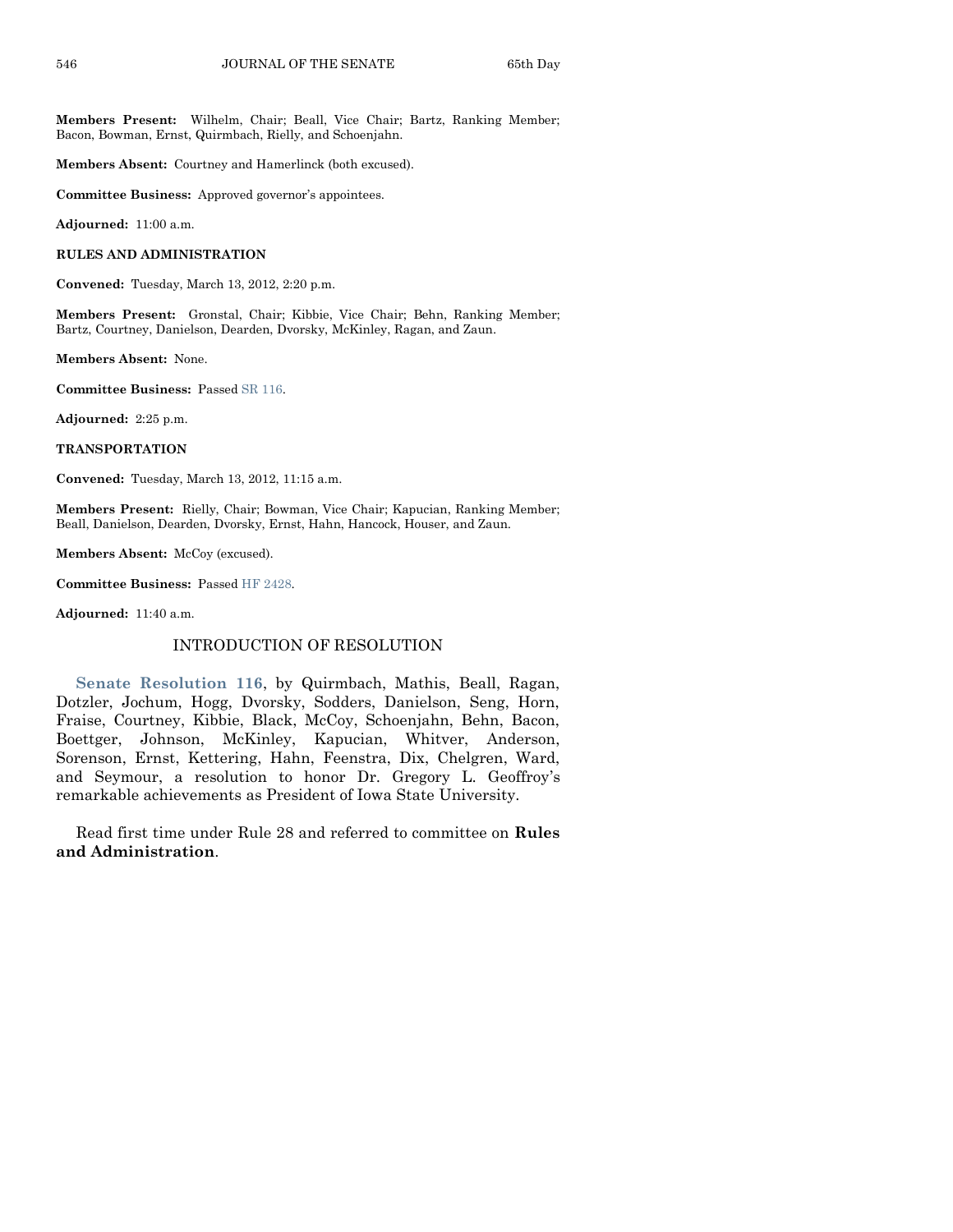**Members Present:** Wilhelm, Chair; Beall, Vice Chair; Bartz, Ranking Member; Bacon, Bowman, Ernst, Quirmbach, Rielly, and Schoenjahn.

**Members Absent:** Courtney and Hamerlinck (both excused).

**Committee Business:** Approved governor's appointees.

**Adjourned:** 11:00 a.m.

**RULES AND ADMINISTRATION**

**Convened:** Tuesday, March 13, 2012, 2:20 p.m.

**Members Present:** Gronstal, Chair; Kibbie, Vice Chair; Behn, Ranking Member; Bartz, Courtney, Danielson, Dearden, Dvorsky, McKinley, Ragan, and Zaun.

**Members Absent:** None.

**Committee Business:** Passed SR 116.

**Adjourned:** 2:25 p.m.

**TRANSPORTATION**

**Convened:** Tuesday, March 13, 2012, 11:15 a.m.

**Members Present:** Rielly, Chair; Bowman, Vice Chair; Kapucian, Ranking Member; Beall, Danielson, Dearden, Dvorsky, Ernst, Hahn, Hancock, Houser, and Zaun.

**Members Absent:** McCoy (excused).

**Committee Business:** Passed HF 2428.

**Adjourned:** 11:40 a.m.

## INTRODUCTION OF RESOLUTION

**Senate Resolution 116**, by Quirmbach, Mathis, Beall, Ragan, Dotzler, Jochum, Hogg, Dvorsky, Sodders, Danielson, Seng, Horn, Fraise, Courtney, Kibbie, Black, McCoy, Schoenjahn, Behn, Bacon, Boettger, Johnson, McKinley, Kapucian, Whitver, Anderson, Sorenson, Ernst, Kettering, Hahn, Feenstra, Dix, Chelgren, Ward, and Seymour, a resolution to honor Dr. Gregory L. Geoffroy's remarkable achievements as President of Iowa State University.

Read first time under Rule 28 and referred to committee on **Rules and Administration**.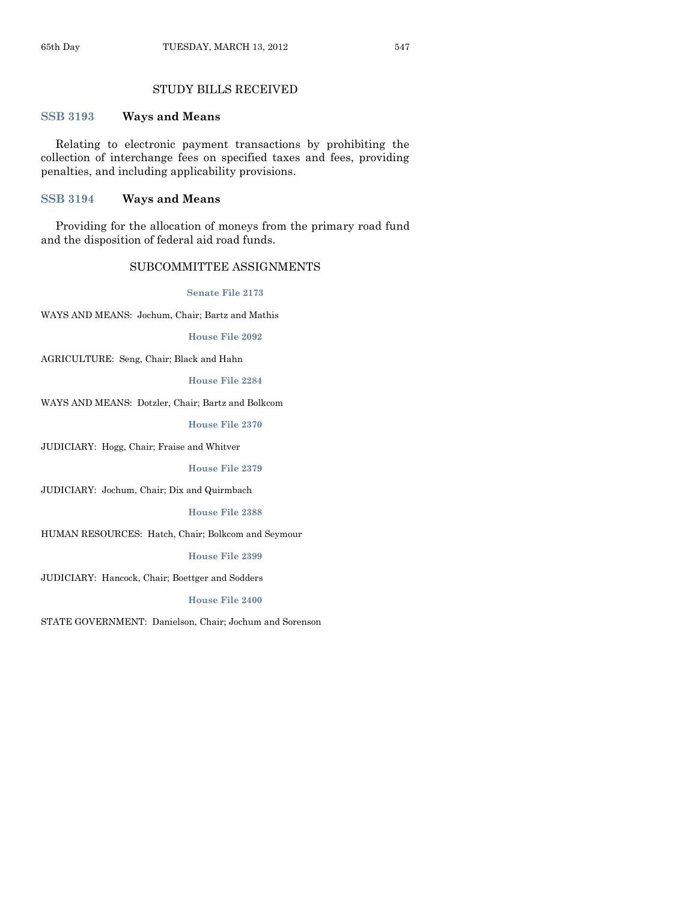## STUDY BILLS RECEIVED

**SSB 3193** **Ways and Means**

Relating to electronic payment transactions by prohibiting the collection of interchange fees on specified taxes and fees, providing penalties, and including applicability provisions.

**SSB 3194** **Ways and Means**

Providing for the allocation of moneys from the primary road fund and the disposition of federal aid road funds.

## SUBCOMMITTEE ASSIGNMENTS

**Senate File 2173**

WAYS AND MEANS: Jochum, Chair; Bartz and Mathis

**House File 2092**

AGRICULTURE: Seng, Chair; Black and Hahn

**House File 2284**

WAYS AND MEANS: Dotzler, Chair; Bartz and Bolkcom

**House File 2370**

JUDICIARY: Hogg, Chair; Fraise and Whitver

**House File 2379**

JUDICIARY: Jochum, Chair; Dix and Quirmbach

**House File 2388**

HUMAN RESOURCES: Hatch, Chair; Bolkcom and Seymour

**House File 2399**

JUDICIARY: Hancock, Chair; Boettger and Sodders

**House File 2400**

STATE GOVERNMENT: Danielson, Chair; Jochum and Sorenson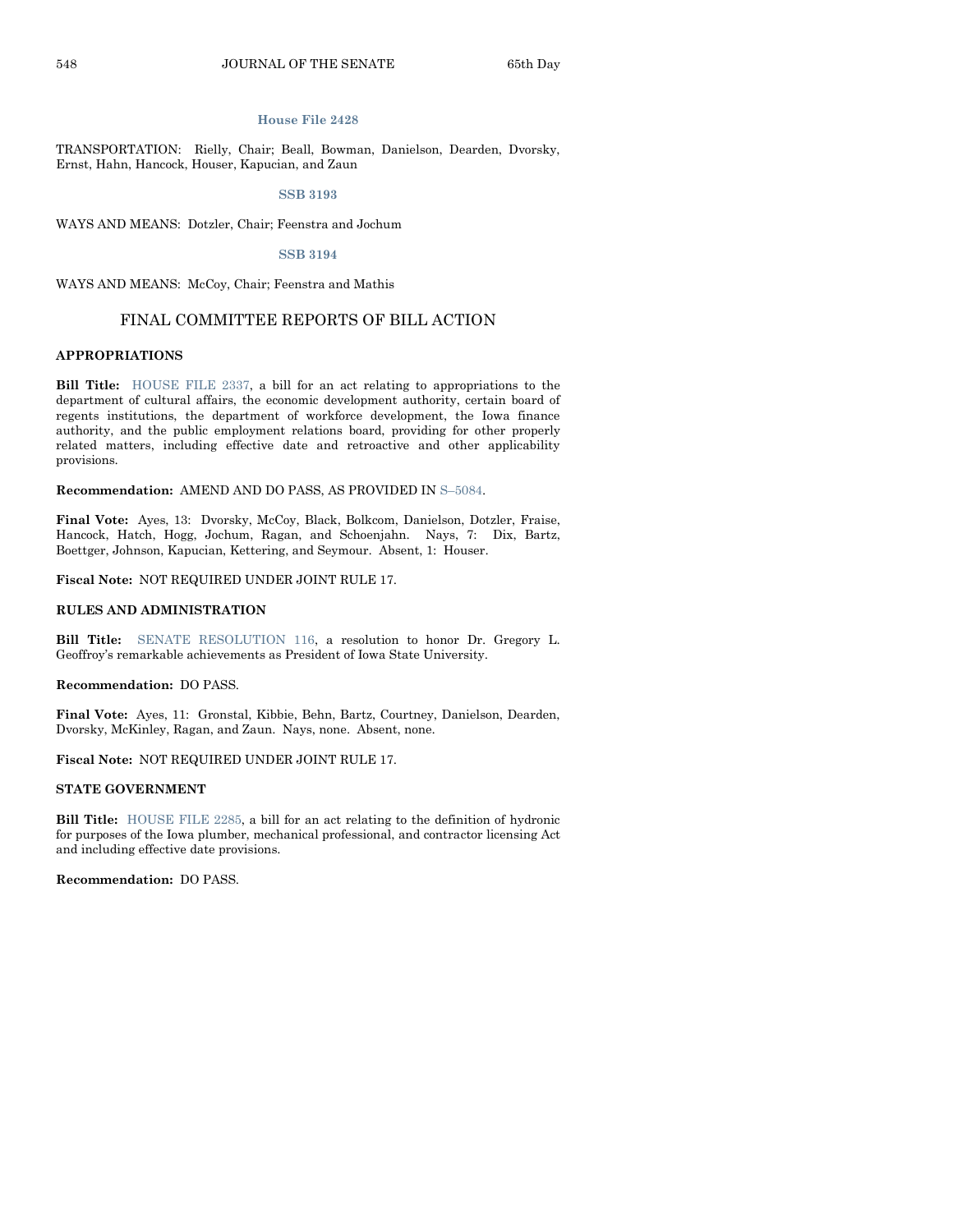**House File 2428**

TRANSPORTATION: Rielly, Chair; Beall, Bowman, Danielson, Dearden, Dvorsky, Ernst, Hahn, Hancock, Houser, Kapucian, and Zaun

**SSB 3193**

WAYS AND MEANS: Dotzler, Chair; Feenstra and Jochum

**SSB 3194**

WAYS AND MEANS: McCoy, Chair; Feenstra and Mathis

## FINAL COMMITTEE REPORTS OF BILL ACTION

**APPROPRIATIONS**

**Bill Title:** HOUSE FILE 2337, a bill for an act relating to appropriations to the department of cultural affairs, the economic development authority, certain board of regents institutions, the department of workforce development, the Iowa finance authority, and the public employment relations board, providing for other properly related matters, including effective date and retroactive and other applicability provisions.

**Recommendation:** AMEND AND DO PASS, AS PROVIDED IN S–5084.

**Final Vote:** Ayes, 13: Dvorsky, McCoy, Black, Bolkcom, Danielson, Dotzler, Fraise, Hancock, Hatch, Hogg, Jochum, Ragan, and Schoenjahn. Nays, 7: Dix, Bartz, Boettger, Johnson, Kapucian, Kettering, and Seymour. Absent, 1: Houser.

**Fiscal Note:** NOT REQUIRED UNDER JOINT RULE 17.

**RULES AND ADMINISTRATION**

**Bill Title:** SENATE RESOLUTION 116, a resolution to honor Dr. Gregory L. Geoffroy's remarkable achievements as President of Iowa State University.

**Recommendation:** DO PASS.

**Final Vote:** Ayes, 11: Gronstal, Kibbie, Behn, Bartz, Courtney, Danielson, Dearden, Dvorsky, McKinley, Ragan, and Zaun. Nays, none. Absent, none.

**Fiscal Note:** NOT REQUIRED UNDER JOINT RULE 17.

**STATE GOVERNMENT**

**Bill Title:** HOUSE FILE 2285, a bill for an act relating to the definition of hydronic for purposes of the Iowa plumber, mechanical professional, and contractor licensing Act and including effective date provisions.

**Recommendation:** DO PASS.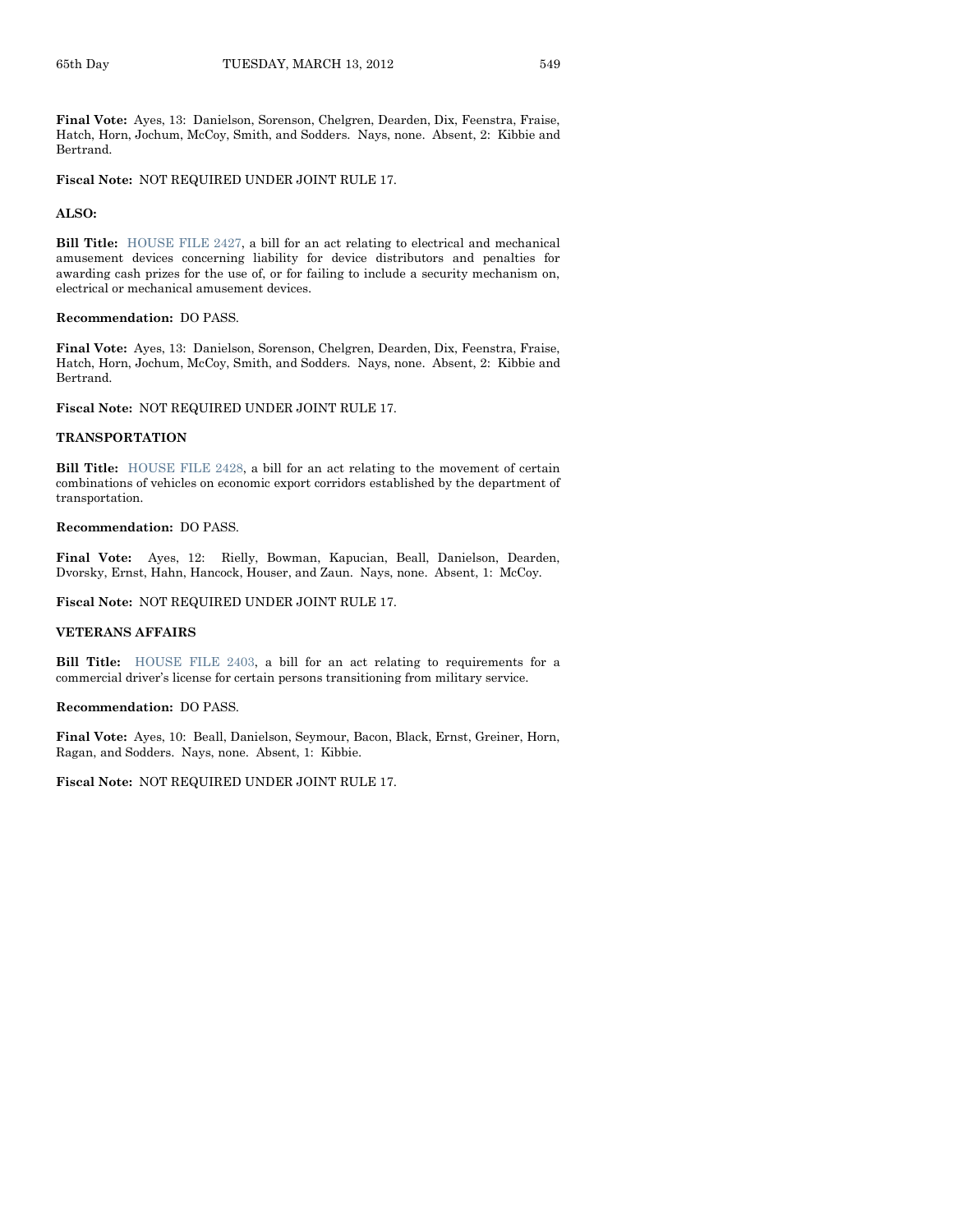**Final Vote:** Ayes, 13: Danielson, Sorenson, Chelgren, Dearden, Dix, Feenstra, Fraise, Hatch, Horn, Jochum, McCoy, Smith, and Sodders. Nays, none. Absent, 2: Kibbie and Bertrand.

**Fiscal Note:** NOT REQUIRED UNDER JOINT RULE 17.

**ALSO:**

**Bill Title:** HOUSE FILE 2427, a bill for an act relating to electrical and mechanical amusement devices concerning liability for device distributors and penalties for awarding cash prizes for the use of, or for failing to include a security mechanism on, electrical or mechanical amusement devices.

**Recommendation:** DO PASS.

**Final Vote:** Ayes, 13: Danielson, Sorenson, Chelgren, Dearden, Dix, Feenstra, Fraise, Hatch, Horn, Jochum, McCoy, Smith, and Sodders. Nays, none. Absent, 2: Kibbie and Bertrand.

**Fiscal Note:** NOT REQUIRED UNDER JOINT RULE 17.

**TRANSPORTATION**

**Bill Title:** HOUSE FILE 2428, a bill for an act relating to the movement of certain combinations of vehicles on economic export corridors established by the department of transportation.

**Recommendation:** DO PASS.

**Final Vote:** Ayes, 12: Rielly, Bowman, Kapucian, Beall, Danielson, Dearden, Dvorsky, Ernst, Hahn, Hancock, Houser, and Zaun. Nays, none. Absent, 1: McCoy.

**Fiscal Note:** NOT REQUIRED UNDER JOINT RULE 17.

**VETERANS AFFAIRS**

**Bill Title:** HOUSE FILE 2403, a bill for an act relating to requirements for a commercial driver's license for certain persons transitioning from military service.

**Recommendation:** DO PASS.

**Final Vote:** Ayes, 10: Beall, Danielson, Seymour, Bacon, Black, Ernst, Greiner, Horn, Ragan, and Sodders. Nays, none. Absent, 1: Kibbie.

**Fiscal Note:** NOT REQUIRED UNDER JOINT RULE 17.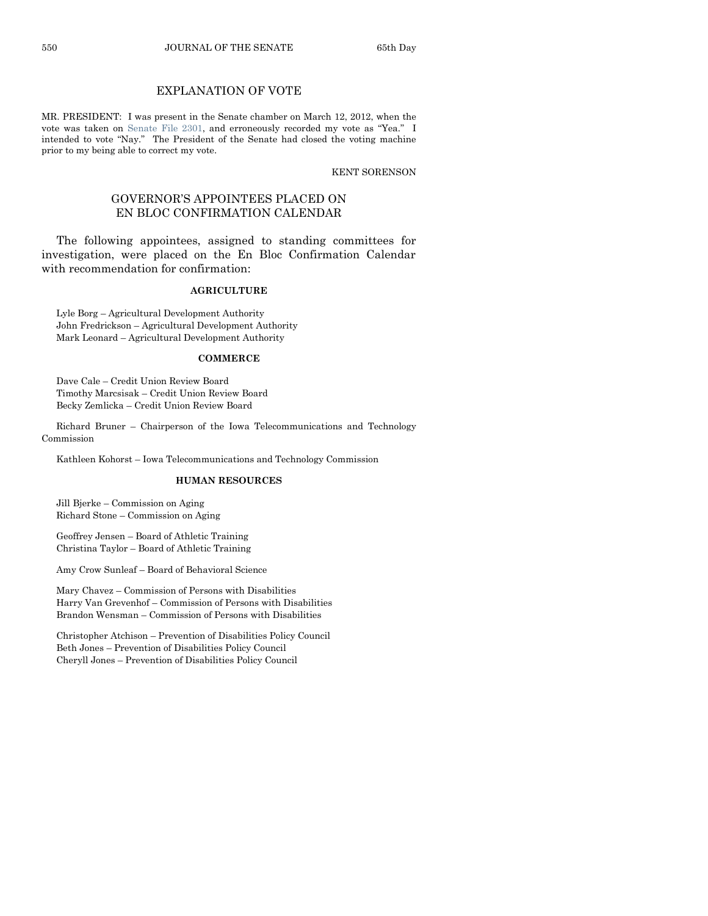## EXPLANATION OF VOTE

MR. PRESIDENT: I was present in the Senate chamber on March 12, 2012, when the vote was taken on Senate File 2301, and erroneously recorded my vote as "Yea." I intended to vote "Nay." The President of the Senate had closed the voting machine prior to my being able to correct my vote.

KENT SORENSON

## GOVERNOR'S APPOINTEES PLACED ON EN BLOC CONFIRMATION CALENDAR

The following appointees, assigned to standing committees for investigation, were placed on the En Bloc Confirmation Calendar with recommendation for confirmation:

**AGRICULTURE**

Lyle Borg – Agricultural Development Authority
John Fredrickson – Agricultural Development Authority
Mark Leonard – Agricultural Development Authority

**COMMERCE**

Dave Cale – Credit Union Review Board
Timothy Marcsisak – Credit Union Review Board
Becky Zemlicka – Credit Union Review Board

Richard Bruner – Chairperson of the Iowa Telecommunications and Technology Commission

Kathleen Kohorst – Iowa Telecommunications and Technology Commission

**HUMAN RESOURCES**

Jill Bjerke – Commission on Aging
Richard Stone – Commission on Aging

Geoffrey Jensen – Board of Athletic Training
Christina Taylor – Board of Athletic Training

Amy Crow Sunleaf – Board of Behavioral Science

Mary Chavez – Commission of Persons with Disabilities
Harry Van Grevenhof – Commission of Persons with Disabilities
Brandon Wensman – Commission of Persons with Disabilities

Christopher Atchison – Prevention of Disabilities Policy Council
Beth Jones – Prevention of Disabilities Policy Council
Cheryll Jones – Prevention of Disabilities Policy Council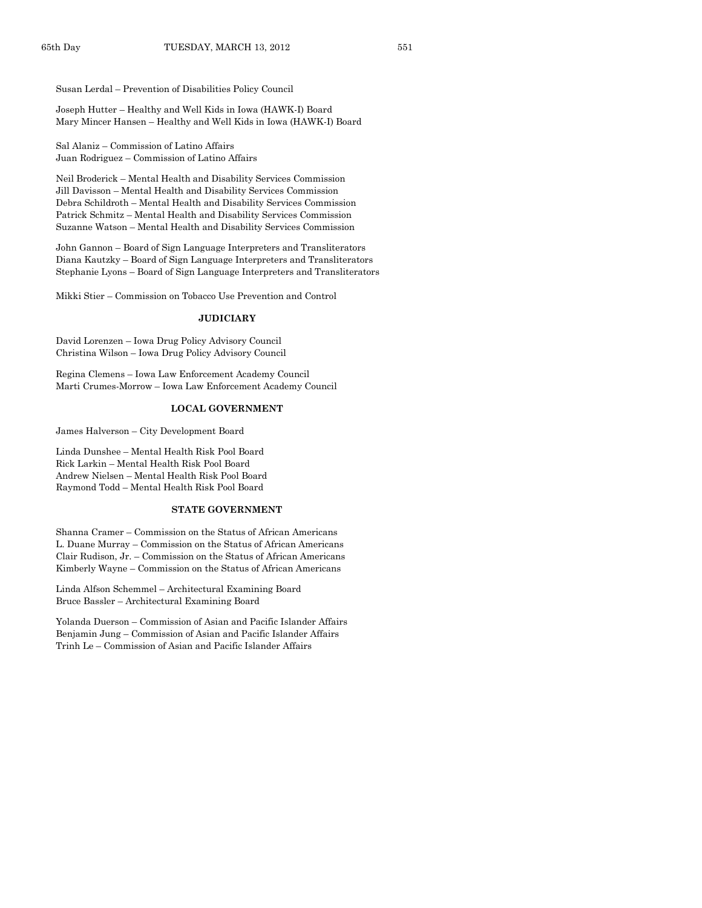Susan Lerdal – Prevention of Disabilities Policy Council

Joseph Hutter – Healthy and Well Kids in Iowa (HAWK-I) Board
Mary Mincer Hansen – Healthy and Well Kids in Iowa (HAWK-I) Board

Sal Alaniz – Commission of Latino Affairs
Juan Rodriguez – Commission of Latino Affairs

Neil Broderick – Mental Health and Disability Services Commission
Jill Davisson – Mental Health and Disability Services Commission
Debra Schildroth – Mental Health and Disability Services Commission
Patrick Schmitz – Mental Health and Disability Services Commission
Suzanne Watson – Mental Health and Disability Services Commission

John Gannon – Board of Sign Language Interpreters and Transliterators
Diana Kautzky – Board of Sign Language Interpreters and Transliterators
Stephanie Lyons – Board of Sign Language Interpreters and Transliterators

Mikki Stier – Commission on Tobacco Use Prevention and Control

**JUDICIARY**

David Lorenzen – Iowa Drug Policy Advisory Council
Christina Wilson – Iowa Drug Policy Advisory Council

Regina Clemens – Iowa Law Enforcement Academy Council
Marti Crumes-Morrow – Iowa Law Enforcement Academy Council

**LOCAL GOVERNMENT**

James Halverson – City Development Board

Linda Dunshee – Mental Health Risk Pool Board
Rick Larkin – Mental Health Risk Pool Board
Andrew Nielsen – Mental Health Risk Pool Board
Raymond Todd – Mental Health Risk Pool Board

**STATE GOVERNMENT**

Shanna Cramer – Commission on the Status of African Americans
L. Duane Murray – Commission on the Status of African Americans
Clair Rudison, Jr. – Commission on the Status of African Americans
Kimberly Wayne – Commission on the Status of African Americans

Linda Alfson Schemmel – Architectural Examining Board
Bruce Bassler – Architectural Examining Board

Yolanda Duerson – Commission of Asian and Pacific Islander Affairs
Benjamin Jung – Commission of Asian and Pacific Islander Affairs
Trinh Le – Commission of Asian and Pacific Islander Affairs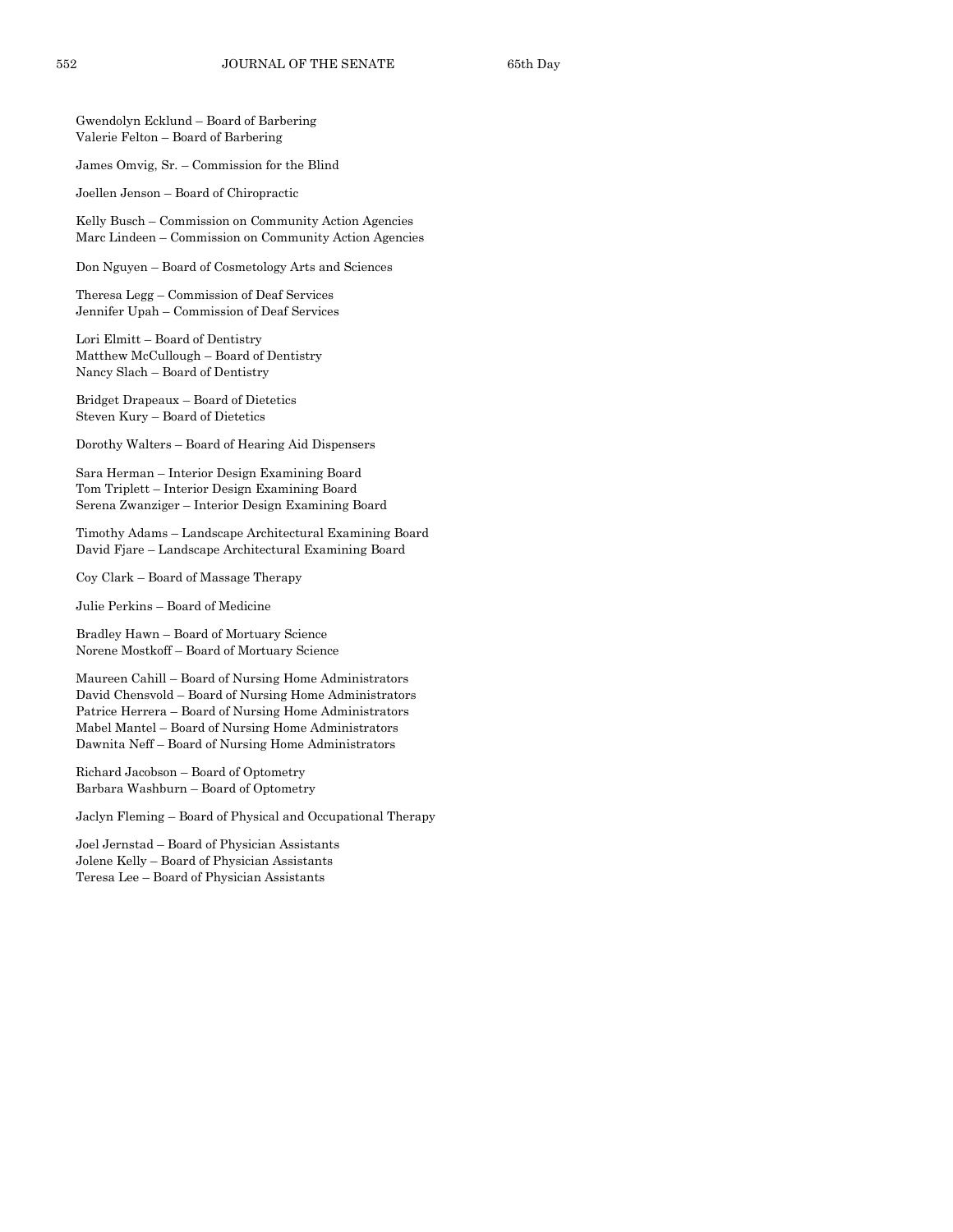Gwendolyn Ecklund – Board of Barbering
Valerie Felton – Board of Barbering

James Omvig, Sr. – Commission for the Blind

Joellen Jenson – Board of Chiropractic

Kelly Busch – Commission on Community Action Agencies
Marc Lindeen – Commission on Community Action Agencies

Don Nguyen – Board of Cosmetology Arts and Sciences

Theresa Legg – Commission of Deaf Services
Jennifer Upah – Commission of Deaf Services

Lori Elmitt – Board of Dentistry
Matthew McCullough – Board of Dentistry
Nancy Slach – Board of Dentistry

Bridget Drapeaux – Board of Dietetics
Steven Kury – Board of Dietetics

Dorothy Walters – Board of Hearing Aid Dispensers

Sara Herman – Interior Design Examining Board
Tom Triplett – Interior Design Examining Board
Serena Zwanziger – Interior Design Examining Board

Timothy Adams – Landscape Architectural Examining Board
David Fjare – Landscape Architectural Examining Board

Coy Clark – Board of Massage Therapy

Julie Perkins – Board of Medicine

Bradley Hawn – Board of Mortuary Science
Norene Mostkoff – Board of Mortuary Science

Maureen Cahill – Board of Nursing Home Administrators
David Chensvold – Board of Nursing Home Administrators
Patrice Herrera – Board of Nursing Home Administrators
Mabel Mantel – Board of Nursing Home Administrators
Dawnita Neff – Board of Nursing Home Administrators

Richard Jacobson – Board of Optometry
Barbara Washburn – Board of Optometry

Jaclyn Fleming – Board of Physical and Occupational Therapy

Joel Jernstad – Board of Physician Assistants
Jolene Kelly – Board of Physician Assistants
Teresa Lee – Board of Physician Assistants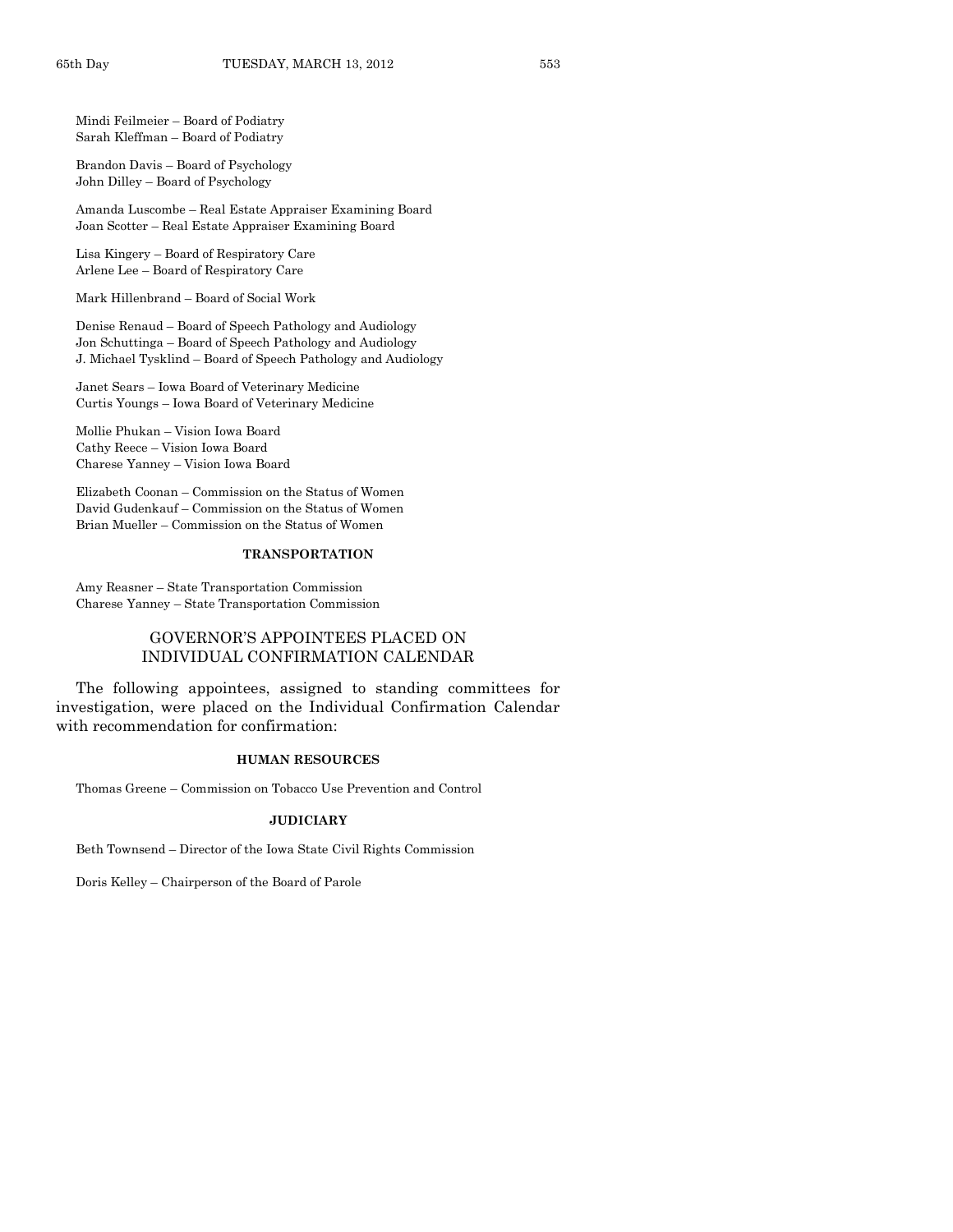Mindi Feilmeier – Board of Podiatry
Sarah Kleffman – Board of Podiatry

Brandon Davis – Board of Psychology
John Dilley – Board of Psychology

Amanda Luscombe – Real Estate Appraiser Examining Board
Joan Scotter – Real Estate Appraiser Examining Board

Lisa Kingery – Board of Respiratory Care
Arlene Lee – Board of Respiratory Care

Mark Hillenbrand – Board of Social Work

Denise Renaud – Board of Speech Pathology and Audiology
Jon Schuttinga – Board of Speech Pathology and Audiology
J. Michael Tysklind – Board of Speech Pathology and Audiology

Janet Sears – Iowa Board of Veterinary Medicine
Curtis Youngs – Iowa Board of Veterinary Medicine

Mollie Phukan – Vision Iowa Board
Cathy Reece – Vision Iowa Board
Charese Yanney – Vision Iowa Board

Elizabeth Coonan – Commission on the Status of Women
David Gudenkauf – Commission on the Status of Women
Brian Mueller – Commission on the Status of Women

**TRANSPORTATION**

Amy Reasner – State Transportation Commission
Charese Yanney – State Transportation Commission

## GOVERNOR'S APPOINTEES PLACED ON INDIVIDUAL CONFIRMATION CALENDAR

The following appointees, assigned to standing committees for investigation, were placed on the Individual Confirmation Calendar with recommendation for confirmation:

**HUMAN RESOURCES**

Thomas Greene – Commission on Tobacco Use Prevention and Control

**JUDICIARY**

Beth Townsend – Director of the Iowa State Civil Rights Commission

Doris Kelley – Chairperson of the Board of Parole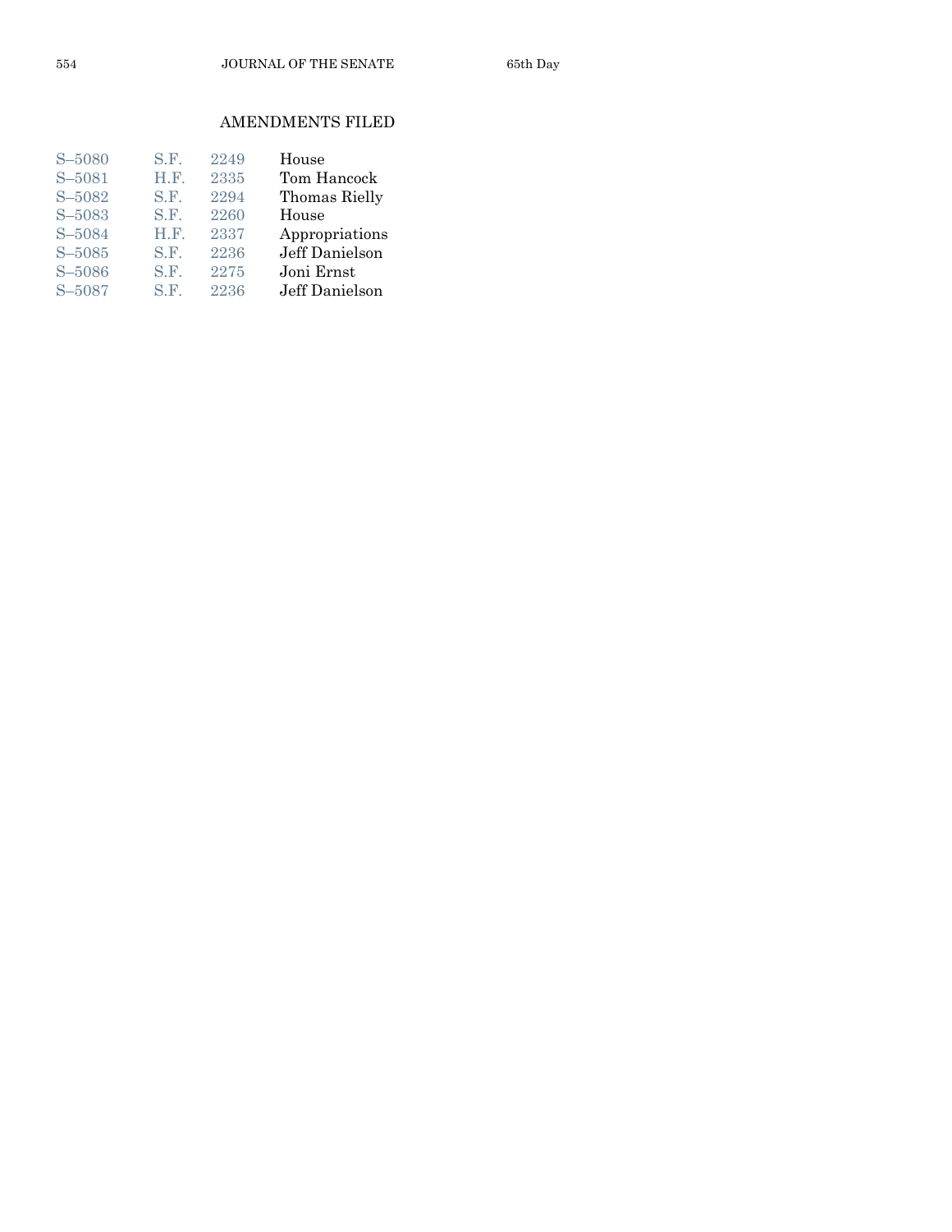## AMENDMENTS FILED

| | | | |
|---|---|---|---|
| S–5080 | S.F. | 2249 | House |
| S–5081 | H.F. | 2335 | Tom Hancock |
| S–5082 | S.F. | 2294 | Thomas Rielly |
| S–5083 | S.F. | 2260 | House |
| S–5084 | H.F. | 2337 | Appropriations |
| S–5085 | S.F. | 2236 | Jeff Danielson |
| S–5086 | S.F. | 2275 | Joni Ernst |
| S–5087 | S.F. | 2236 | Jeff Danielson |